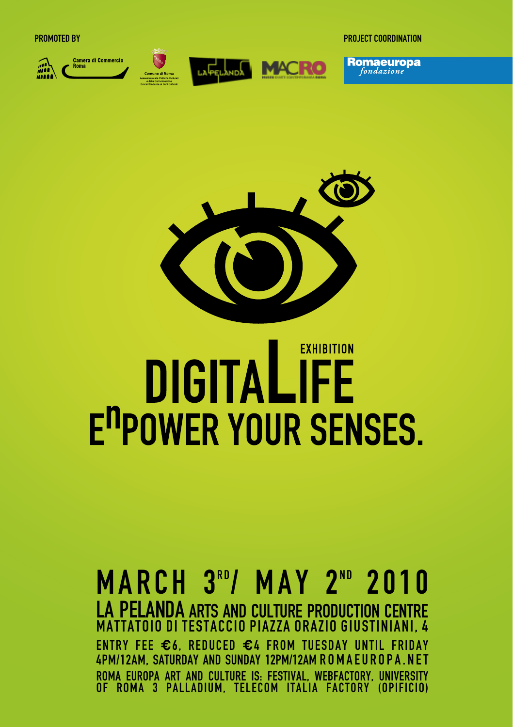PROMOTED BY

Camera di Commercio Roma

Comune di Roma
Assessorato alle Politiche Culturali e della Comunicazione
Sovraintendenza ai Beni Culturali

LA PELANDA

MACRO

PROJECT COORDINATION

Romaeuropa *fondazione*

EXHIBITION

# DIGITALIFE

# E$^{n}$POWER YOUR SENSES.

## MARCH 3RD / MAY 2ND 2010

**LA PELANDA ARTS AND CULTURE PRODUCTION CENTRE**
MATTATOIO DI TESTACCIO PIAZZA ORAZIO GIUSTINIANI, 4

ENTRY FEE €6, REDUCED €4 FROM TUESDAY UNTIL FRIDAY 4PM/12AM, SATURDAY AND SUNDAY 12PM/12AM ROMAEUROPA.NET

ROMA EUROPA ART AND CULTURE IS: FESTIVAL, WEBFACTORY, UNIVERSITY OF ROMA 3 PALLADIUM, TELECOM ITALIA FACTORY (OPIFICIO)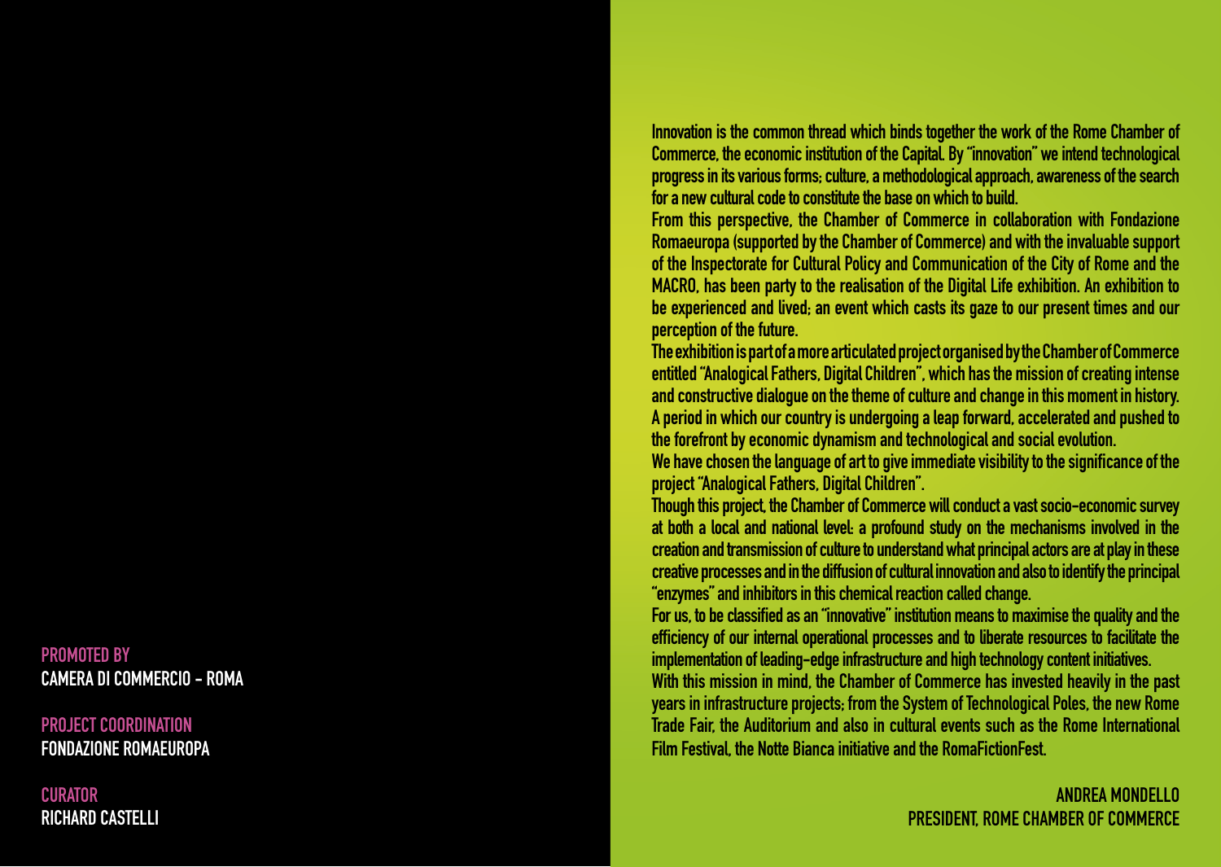**PROMOTED BY**
**CAMERA DI COMMERCIO - ROMA**

**PROJECT COORDINATION**
**FONDAZIONE ROMAEUROPA**

**CURATOR**
**RICHARD CASTELLI**

Innovation is the common thread which binds together the work of the Rome Chamber of Commerce, the economic institution of the Capital. By "innovation" we intend technological progress in its various forms; culture, a methodological approach, awareness of the search for a new cultural code to constitute the base on which to build.

From this perspective, the Chamber of Commerce in collaboration with Fondazione Romaeuropa (supported by the Chamber of Commerce) and with the invaluable support of the Inspectorate for Cultural Policy and Communication of the City of Rome and the MACRO, has been party to the realisation of the Digital Life exhibition. An exhibition to be experienced and lived; an event which casts its gaze to our present times and our perception of the future.

The exhibition is part of a more articulated project organised by the Chamber of Commerce entitled "Analogical Fathers, Digital Children", which has the mission of creating intense and constructive dialogue on the theme of culture and change in this moment in history. A period in which our country is undergoing a leap forward, accelerated and pushed to the forefront by economic dynamism and technological and social evolution.

We have chosen the language of art to give immediate visibility to the significance of the project "Analogical Fathers, Digital Children".

Though this project, the Chamber of Commerce will conduct a vast socio-economic survey at both a local and national level: a profound study on the mechanisms involved in the creation and transmission of culture to understand what principal actors are at play in these creative processes and in the diffusion of cultural innovation and also to identify the principal "enzymes" and inhibitors in this chemical reaction called change.

For us, to be classified as an "innovative" institution means to maximise the quality and the efficiency of our internal operational processes and to liberate resources to facilitate the implementation of leading-edge infrastructure and high technology content initiatives.

With this mission in mind, the Chamber of Commerce has invested heavily in the past years in infrastructure projects; from the System of Technological Poles, the new Rome Trade Fair, the Auditorium and also in cultural events such as the Rome International Film Festival, the Notte Bianca initiative and the RomaFictionFest.

**ANDREA MONDELLO**
**PRESIDENT, ROME CHAMBER OF COMMERCE**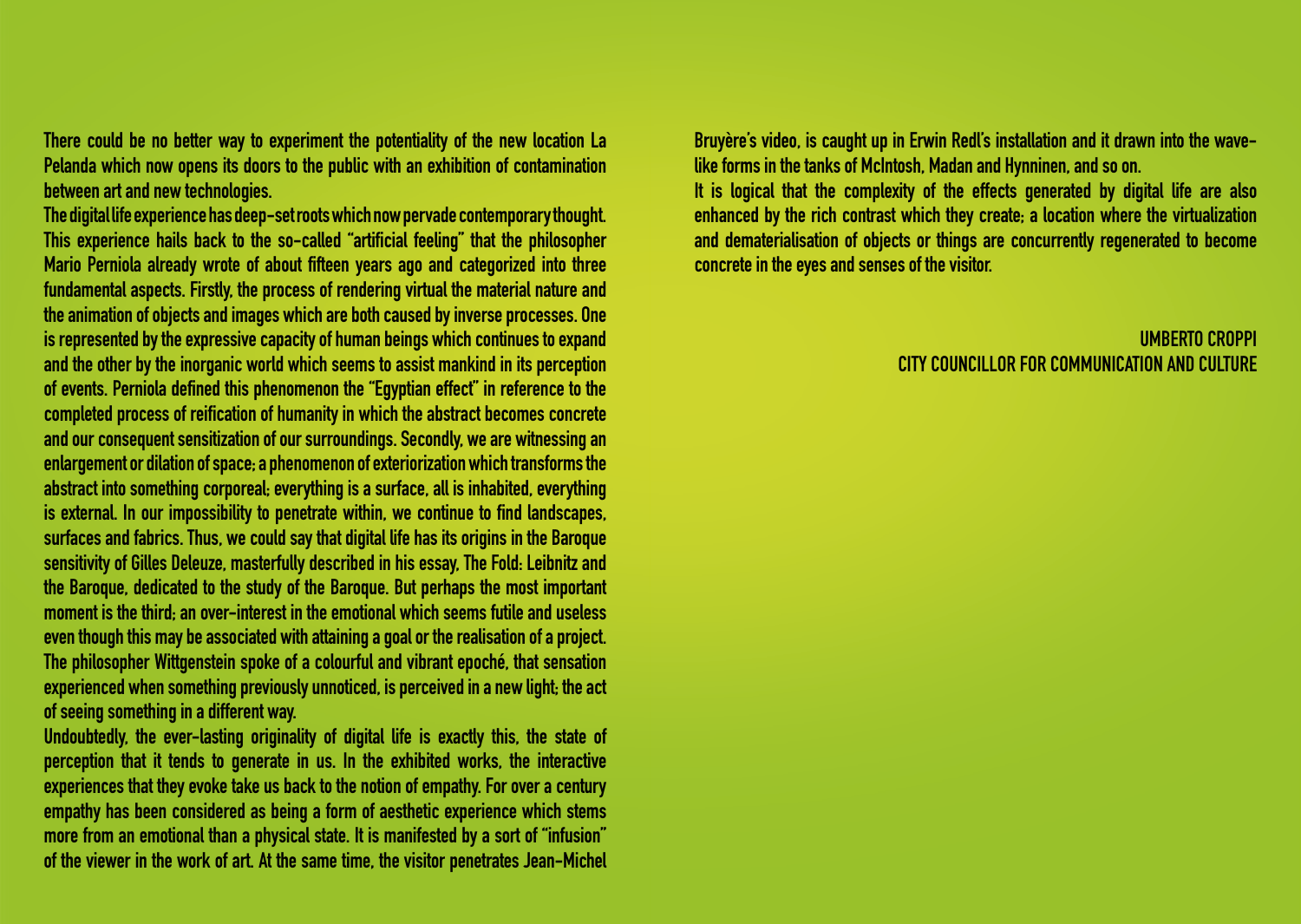There could be no better way to experiment the potentiality of the new location La Pelanda which now opens its doors to the public with an exhibition of contamination between art and new technologies.

The digital life experience has deep-set roots which now pervade contemporary thought. This experience hails back to the so-called "artificial feeling" that the philosopher Mario Perniola already wrote of about fifteen years ago and categorized into three fundamental aspects. Firstly, the process of rendering virtual the material nature and the animation of objects and images which are both caused by inverse processes. One is represented by the expressive capacity of human beings which continues to expand and the other by the inorganic world which seems to assist mankind in its perception of events. Perniola defined this phenomenon the "Egyptian effect" in reference to the completed process of reification of humanity in which the abstract becomes concrete and our consequent sensitization of our surroundings. Secondly, we are witnessing an enlargement or dilation of space; a phenomenon of exteriorization which transforms the abstract into something corporeal; everything is a surface, all is inhabited, everything is external. In our impossibility to penetrate within, we continue to find landscapes, surfaces and fabrics. Thus, we could say that digital life has its origins in the Baroque sensitivity of Gilles Deleuze, masterfully described in his essay, The Fold: Leibnitz and the Baroque, dedicated to the study of the Baroque. But perhaps the most important moment is the third; an over-interest in the emotional which seems futile and useless even though this may be associated with attaining a goal or the realisation of a project. The philosopher Wittgenstein spoke of a colourful and vibrant epoché, that sensation experienced when something previously unnoticed, is perceived in a new light; the act of seeing something in a different way.

Undoubtedly, the ever-lasting originality of digital life is exactly this, the state of perception that it tends to generate in us. In the exhibited works, the interactive experiences that they evoke take us back to the notion of empathy. For over a century empathy has been considered as being a form of aesthetic experience which stems more from an emotional than a physical state. It is manifested by a sort of "infusion" of the viewer in the work of art. At the same time, the visitor penetrates Jean-Michel Bruyère's video, is caught up in Erwin Redl's installation and it drawn into the wave-like forms in the tanks of McIntosh, Madan and Hynninen, and so on.

It is logical that the complexity of the effects generated by digital life are also enhanced by the rich contrast which they create; a location where the virtualization and dematerialisation of objects or things are concurrently regenerated to become concrete in the eyes and senses of the visitor.

UMBERTO CROPPI
CITY COUNCILLOR FOR COMMUNICATION AND CULTURE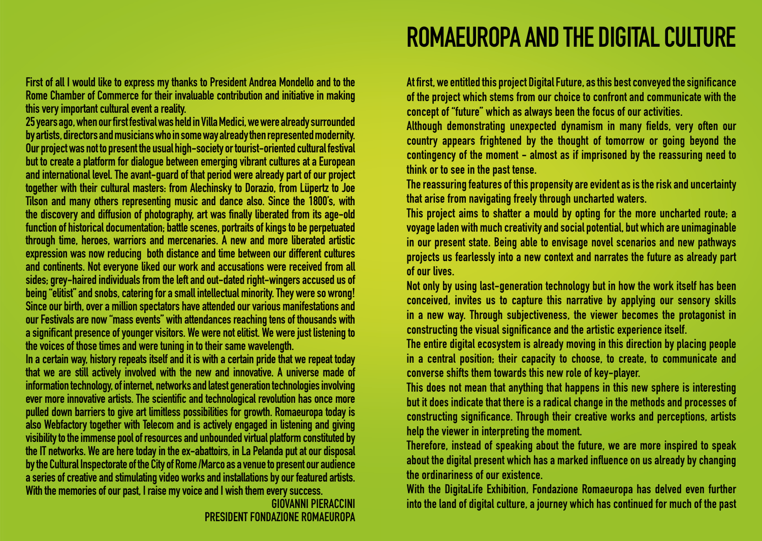First of all I would like to express my thanks to President Andrea Mondello and to the Rome Chamber of Commerce for their invaluable contribution and initiative in making this very important cultural event a reality.

25 years ago, when our first festival was held in Villa Medici, we were already surrounded by artists, directors and musicians who in some way already then represented modernity. Our project was not to present the usual high-society or tourist-oriented cultural festival but to create a platform for dialogue between emerging vibrant cultures at a European and international level. The avant-guard of that period were already part of our project together with their cultural masters: from Alechinsky to Dorazio, from Lüpertz to Joe Tilson and many others representing music and dance also. Since the 1800's, with the discovery and diffusion of photography, art was finally liberated from its age-old function of historical documentation; battle scenes, portraits of kings to be perpetuated through time, heroes, warriors and mercenaries. A new and more liberated artistic expression was now reducing both distance and time between our different cultures and continents. Not everyone liked our work and accusations were received from all sides; grey-haired individuals from the left and out-dated right-wingers accused us of being "elitist" and snobs, catering for a small intellectual minority. They were so wrong! Since our birth, over a million spectators have attended our various manifestations and our Festivals are now "mass events" with attendances reaching tens of thousands with a significant presence of younger visitors. We were not elitist. We were just listening to the voices of those times and were tuning in to their same wavelength.

In a certain way, history repeats itself and it is with a certain pride that we repeat today that we are still actively involved with the new and innovative. A universe made of information technology, of internet, networks and latest generation technologies involving ever more innovative artists. The scientific and technological revolution has once more pulled down barriers to give art limitless possibilities for growth. Romaeuropa today is also Webfactory together with Telecom and is actively engaged in listening and giving visibility to the immense pool of resources and unbounded virtual platform constituted by the IT networks. We are here today in the ex-abattoirs, in La Pelanda put at our disposal by the Cultural Inspectorate of the City of Rome /Marco as a venue to present our audience a series of creative and stimulating video works and installations by our featured artists. With the memories of our past, I raise my voice and I wish them every success.

GIOVANNI PIERACCINI
PRESIDENT FONDAZIONE ROMAEUROPA

# ROMAEUROPA AND THE DIGITAL CULTURE

At first, we entitled this project Digital Future, as this best conveyed the significance of the project which stems from our choice to confront and communicate with the concept of "future" which as always been the focus of our activities.

Although demonstrating unexpected dynamism in many fields, very often our country appears frightened by the thought of tomorrow or going beyond the contingency of the moment - almost as if imprisoned by the reassuring need to think or to see in the past tense.

The reassuring features of this propensity are evident as is the risk and uncertainty that arise from navigating freely through uncharted waters.

This project aims to shatter a mould by opting for the more uncharted route; a voyage laden with much creativity and social potential, but which are unimaginable in our present state. Being able to envisage novel scenarios and new pathways projects us fearlessly into a new context and narrates the future as already part of our lives.

Not only by using last-generation technology but in how the work itself has been conceived, invites us to capture this narrative by applying our sensory skills in a new way. Through subjectiveness, the viewer becomes the protagonist in constructing the visual significance and the artistic experience itself.

The entire digital ecosystem is already moving in this direction by placing people in a central position; their capacity to choose, to create, to communicate and converse shifts them towards this new role of key-player.

This does not mean that anything that happens in this new sphere is interesting but it does indicate that there is a radical change in the methods and processes of constructing significance. Through their creative works and perceptions, artists help the viewer in interpreting the moment.

Therefore, instead of speaking about the future, we are more inspired to speak about the digital present which has a marked influence on us already by changing the ordinariness of our existence.

With the DigitaLife Exhibition, Fondazione Romaeuropa has delved even further into the land of digital culture, a journey which has continued for much of the past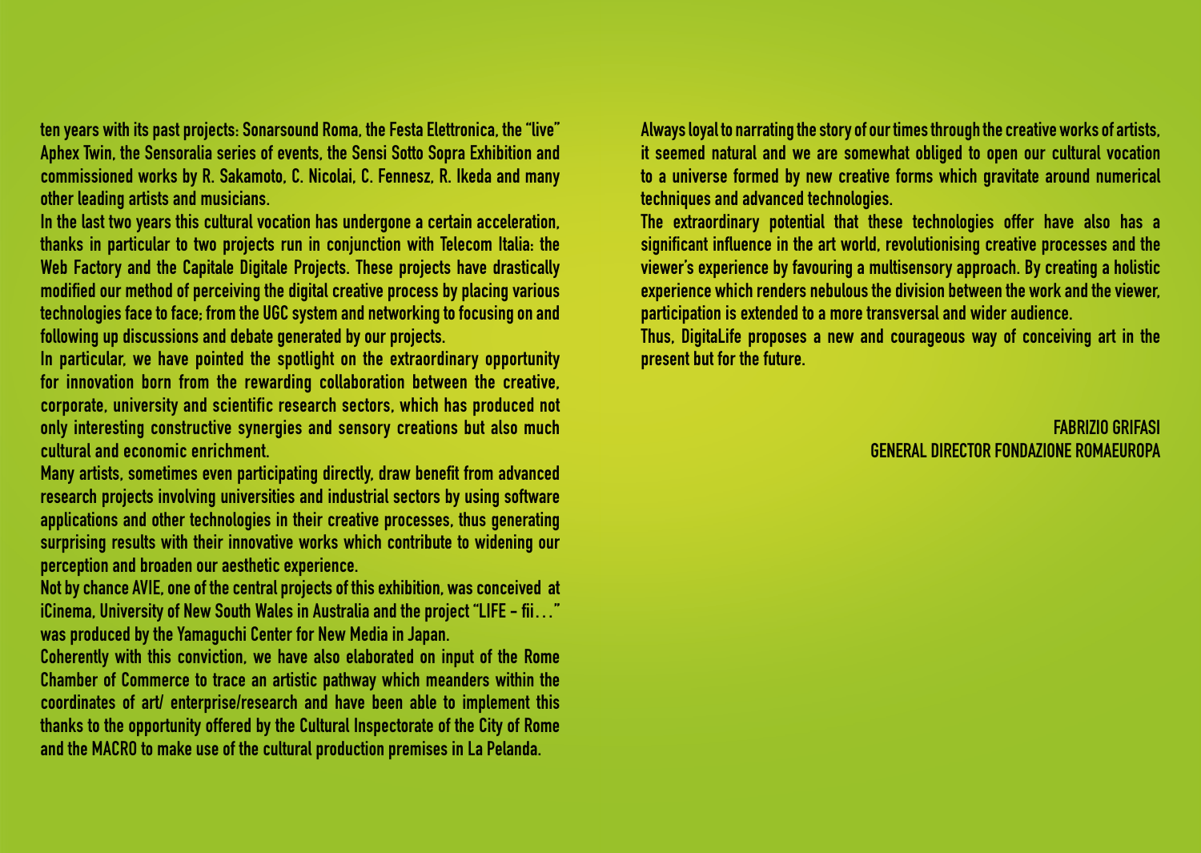ten years with its past projects: Sonarsound Roma, the Festa Elettronica, the "live" Aphex Twin, the Sensoralia series of events, the Sensi Sotto Sopra Exhibition and commissioned works by R. Sakamoto, C. Nicolai, C. Fennesz, R. Ikeda and many other leading artists and musicians.

In the last two years this cultural vocation has undergone a certain acceleration, thanks in particular to two projects run in conjunction with Telecom Italia: the Web Factory and the Capitale Digitale Projects. These projects have drastically modified our method of perceiving the digital creative process by placing various technologies face to face; from the UGC system and networking to focusing on and following up discussions and debate generated by our projects.

In particular, we have pointed the spotlight on the extraordinary opportunity for innovation born from the rewarding collaboration between the creative, corporate, university and scientific research sectors, which has produced not only interesting constructive synergies and sensory creations but also much cultural and economic enrichment.

Many artists, sometimes even participating directly, draw benefit from advanced research projects involving universities and industrial sectors by using software applications and other technologies in their creative processes, thus generating surprising results with their innovative works which contribute to widening our perception and broaden our aesthetic experience.

Not by chance AVIE, one of the central projects of this exhibition, was conceived at iCinema, University of New South Wales in Australia and the project "LIFE - fii…" was produced by the Yamaguchi Center for New Media in Japan.

Coherently with this conviction, we have also elaborated on input of the Rome Chamber of Commerce to trace an artistic pathway which meanders within the coordinates of art/ enterprise/research and have been able to implement this thanks to the opportunity offered by the Cultural Inspectorate of the City of Rome and the MACRO to make use of the cultural production premises in La Pelanda.

Always loyal to narrating the story of our times through the creative works of artists, it seemed natural and we are somewhat obliged to open our cultural vocation to a universe formed by new creative forms which gravitate around numerical techniques and advanced technologies.

The extraordinary potential that these technologies offer have also has a significant influence in the art world, revolutionising creative processes and the viewer's experience by favouring a multisensory approach. By creating a holistic experience which renders nebulous the division between the work and the viewer, participation is extended to a more transversal and wider audience.

Thus, DigitaLife proposes a new and courageous way of conceiving art in the present but for the future.

FABRIZIO GRIFASI
GENERAL DIRECTOR FONDAZIONE ROMAEUROPA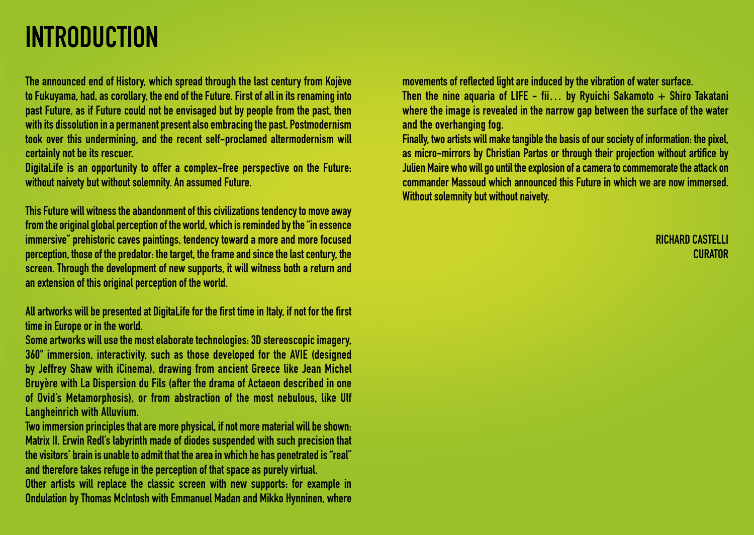# INTRODUCTION

The announced end of History, which spread through the last century from Kojève to Fukuyama, had, as corollary, the end of the Future. First of all in its renaming into past Future, as if Future could not be envisaged but by people from the past, then with its dissolution in a permanent present also embracing the past. Postmodernism took over this undermining, and the recent self-proclamed altermodernism will certainly not be its rescuer.
DigitaLife is an opportunity to offer a complex-free perspective on the Future: without naivety but without solemnity. An assumed Future.

This Future will witness the abandonment of this civilizations tendency to move away from the original global perception of the world, which is reminded by the "in essence immersive" prehistoric caves paintings, tendency toward a more and more focused perception, those of the predator: the target, the frame and since the last century, the screen. Through the development of new supports, it will witness both a return and an extension of this original perception of the world.

All artworks will be presented at DigitaLife for the first time in Italy, if not for the first time in Europe or in the world.
Some artworks will use the most elaborate technologies: 3D stereoscopic imagery, 360° immersion, interactivity, such as those developed for the AVIE (designed by Jeffrey Shaw with iCinema), drawing from ancient Greece like Jean Michel Bruyère with La Dispersion du Fils (after the drama of Actaeon described in one of Ovid's Metamorphosis), or from abstraction of the most nebulous, like Ulf Langheinrich with Alluvium.
Two immersion principles that are more physical, if not more material will be shown: Matrix II, Erwin Redl's labyrinth made of diodes suspended with such precision that the visitors' brain is unable to admit that the area in which he has penetrated is "real" and therefore takes refuge in the perception of that space as purely virtual.
Other artists will replace the classic screen with new supports: for example in Ondulation by Thomas McIntosh with Emmanuel Madan and Mikko Hynninen, where movements of reflected light are induced by the vibration of water surface.
Then the nine aquaria of LIFE - fii... by Ryuichi Sakamoto + Shiro Takatani where the image is revealed in the narrow gap between the surface of the water and the overhanging fog.
Finally, two artists will make tangible the basis of our society of information: the pixel, as micro-mirrors by Christian Partos or through their projection without artifice by Julien Maire who will go until the explosion of a camera to commemorate the attack on commander Massoud which announced this Future in which we are now immersed.
Without solemnity but without naivety.

RICHARD CASTELLI
CURATOR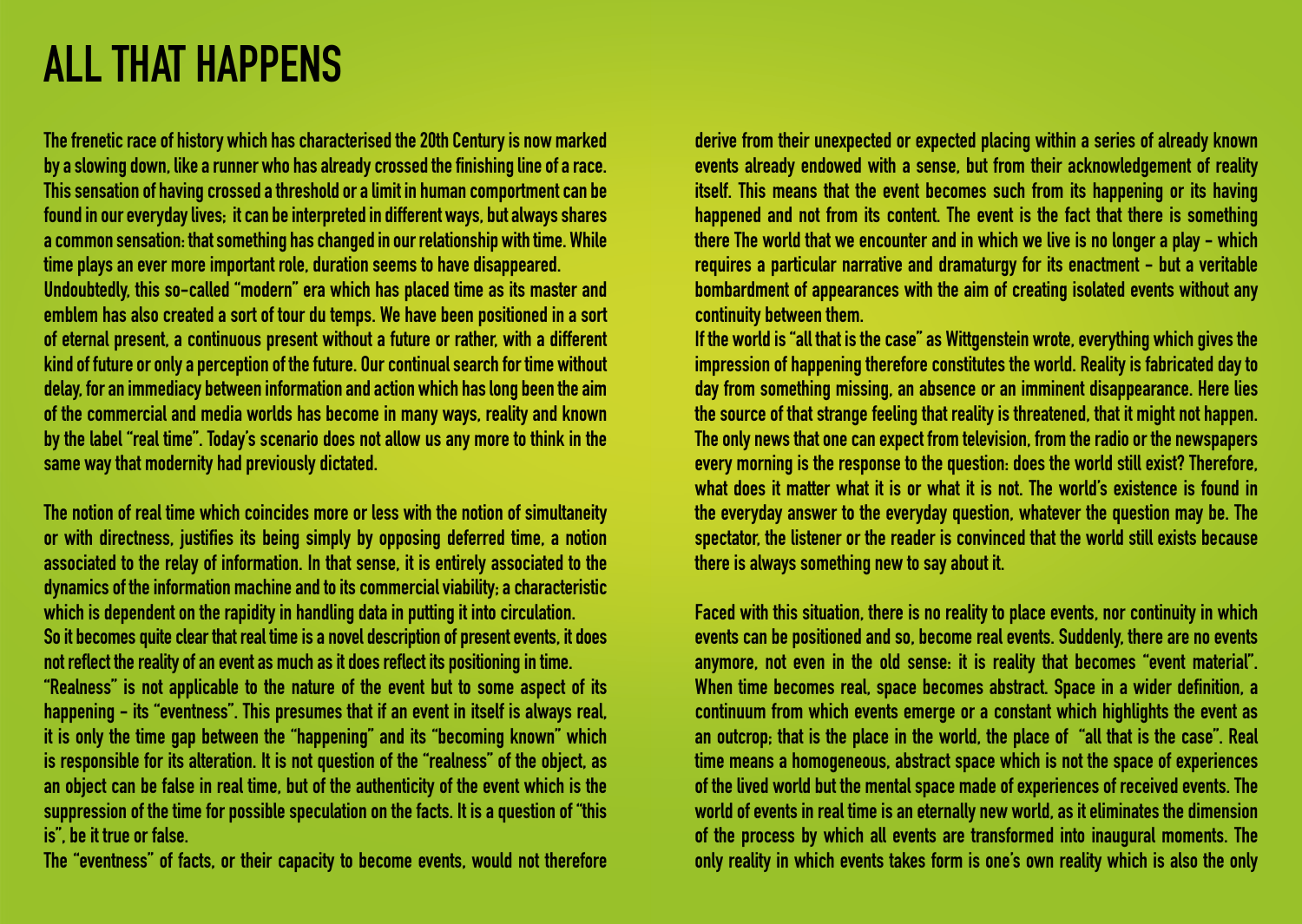# ALL THAT HAPPENS

The frenetic race of history which has characterised the 20th Century is now marked by a slowing down, like a runner who has already crossed the finishing line of a race. This sensation of having crossed a threshold or a limit in human comportment can be found in our everyday lives; it can be interpreted in different ways, but always shares a common sensation: that something has changed in our relationship with time. While time plays an ever more important role, duration seems to have disappeared.
Undoubtedly, this so-called "modern" era which has placed time as its master and emblem has also created a sort of tour du temps. We have been positioned in a sort of eternal present, a continuous present without a future or rather, with a different kind of future or only a perception of the future. Our continual search for time without delay, for an immediacy between information and action which has long been the aim of the commercial and media worlds has become in many ways, reality and known by the label "real time". Today's scenario does not allow us any more to think in the same way that modernity had previously dictated.

The notion of real time which coincides more or less with the notion of simultaneity or with directness, justifies its being simply by opposing deferred time, a notion associated to the relay of information. In that sense, it is entirely associated to the dynamics of the information machine and to its commercial viability; a characteristic which is dependent on the rapidity in handling data in putting it into circulation.
So it becomes quite clear that real time is a novel description of present events, it does not reflect the reality of an event as much as it does reflect its positioning in time.
"Realness" is not applicable to the nature of the event but to some aspect of its happening – its "eventness". This presumes that if an event in itself is always real, it is only the time gap between the "happening" and its "becoming known" which is responsible for its alteration. It is not question of the "realness" of the object, as an object can be false in real time, but of the authenticity of the event which is the suppression of the time for possible speculation on the facts. It is a question of "this is", be it true or false.
The "eventness" of facts, or their capacity to become events, would not therefore derive from their unexpected or expected placing within a series of already known events already endowed with a sense, but from their acknowledgement of reality itself. This means that the event becomes such from its happening or its having happened and not from its content. The event is the fact that there is something there The world that we encounter and in which we live is no longer a play – which requires a particular narrative and dramaturgy for its enactment – but a veritable bombardment of appearances with the aim of creating isolated events without any continuity between them.
If the world is "all that is the case" as Wittgenstein wrote, everything which gives the impression of happening therefore constitutes the world. Reality is fabricated day to day from something missing, an absence or an imminent disappearance. Here lies the source of that strange feeling that reality is threatened, that it might not happen. The only news that one can expect from television, from the radio or the newspapers every morning is the response to the question: does the world still exist? Therefore, what does it matter what it is or what it is not. The world's existence is found in the everyday answer to the everyday question, whatever the question may be. The spectator, the listener or the reader is convinced that the world still exists because there is always something new to say about it.

Faced with this situation, there is no reality to place events, nor continuity in which events can be positioned and so, become real events. Suddenly, there are no events anymore, not even in the old sense: it is reality that becomes "event material". When time becomes real, space becomes abstract. Space in a wider definition, a continuum from which events emerge or a constant which highlights the event as an outcrop; that is the place in the world, the place of "all that is the case". Real time means a homogeneous, abstract space which is not the space of experiences of the lived world but the mental space made of experiences of received events. The world of events in real time is an eternally new world, as it eliminates the dimension of the process by which all events are transformed into inaugural moments. The only reality in which events takes form is one's own reality which is also the only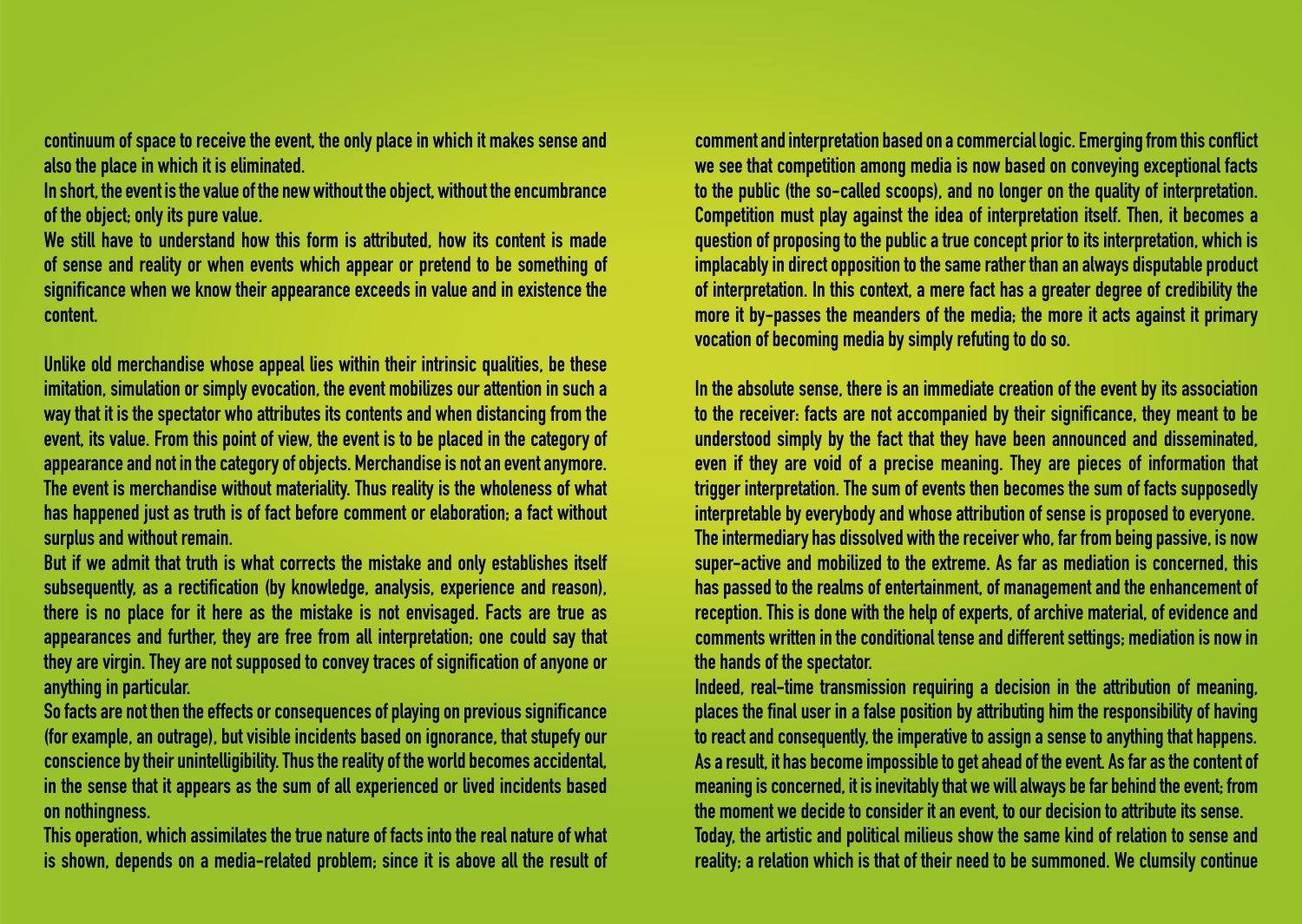continuum of space to receive the event, the only place in which it makes sense and also the place in which it is eliminated.

In short, the event is the value of the new without the object, without the encumbrance of the object; only its pure value.

We still have to understand how this form is attributed, how its content is made of sense and reality or when events which appear or pretend to be something of significance when we know their appearance exceeds in value and in existence the content.

Unlike old merchandise whose appeal lies within their intrinsic qualities, be these imitation, simulation or simply evocation, the event mobilizes our attention in such a way that it is the spectator who attributes its contents and when distancing from the event, its value. From this point of view, the event is to be placed in the category of appearance and not in the category of objects. Merchandise is not an event anymore. The event is merchandise without materiality. Thus reality is the wholeness of what has happened just as truth is of fact before comment or elaboration; a fact without surplus and without remain.

But if we admit that truth is what corrects the mistake and only establishes itself subsequently, as a rectification (by knowledge, analysis, experience and reason), there is no place for it here as the mistake is not envisaged. Facts are true as appearances and further, they are free from all interpretation; one could say that they are virgin. They are not supposed to convey traces of signification of anyone or anything in particular.

So facts are not then the effects or consequences of playing on previous significance (for example, an outrage), but visible incidents based on ignorance, that stupefy our conscience by their unintelligibility. Thus the reality of the world becomes accidental, in the sense that it appears as the sum of all experienced or lived incidents based on nothingness.

This operation, which assimilates the true nature of facts into the real nature of what is shown, depends on a media-related problem; since it is above all the result of comment and interpretation based on a commercial logic. Emerging from this conflict we see that competition among media is now based on conveying exceptional facts to the public (the so-called scoops), and no longer on the quality of interpretation. Competition must play against the idea of interpretation itself. Then, it becomes a question of proposing to the public a true concept prior to its interpretation, which is implacably in direct opposition to the same rather than an always disputable product of interpretation. In this context, a mere fact has a greater degree of credibility the more it by-passes the meanders of the media; the more it acts against it primary vocation of becoming media by simply refuting to do so.

In the absolute sense, there is an immediate creation of the event by its association to the receiver: facts are not accompanied by their significance, they meant to be understood simply by the fact that they have been announced and disseminated, even if they are void of a precise meaning. They are pieces of information that trigger interpretation. The sum of events then becomes the sum of facts supposedly interpretable by everybody and whose attribution of sense is proposed to everyone.

The intermediary has dissolved with the receiver who, far from being passive, is now super-active and mobilized to the extreme. As far as mediation is concerned, this has passed to the realms of entertainment, of management and the enhancement of reception. This is done with the help of experts, of archive material, of evidence and comments written in the conditional tense and different settings; mediation is now in the hands of the spectator.

Indeed, real-time transmission requiring a decision in the attribution of meaning, places the final user in a false position by attributing him the responsibility of having to react and consequently, the imperative to assign a sense to anything that happens. As a result, it has become impossible to get ahead of the event. As far as the content of meaning is concerned, it is inevitably that we will always be far behind the event; from the moment we decide to consider it an event, to our decision to attribute its sense.

Today, the artistic and political milieus show the same kind of relation to sense and reality; a relation which is that of their need to be summoned. We clumsily continue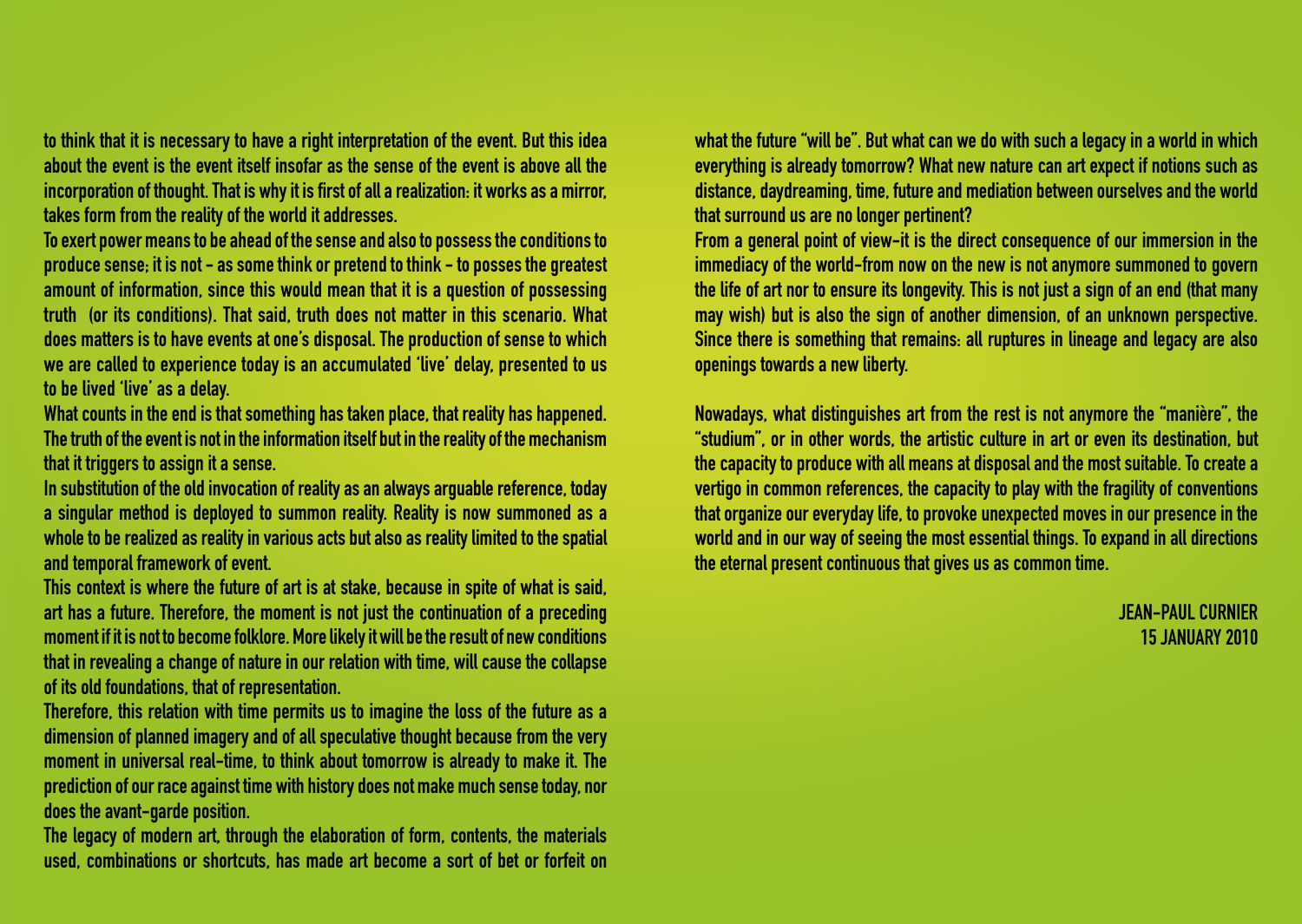to think that it is necessary to have a right interpretation of the event. But this idea about the event is the event itself insofar as the sense of the event is above all the incorporation of thought. That is why it is first of all a realization: it works as a mirror, takes form from the reality of the world it addresses.

To exert power means to be ahead of the sense and also to possess the conditions to produce sense; it is not – as some think or pretend to think – to posses the greatest amount of information, since this would mean that it is a question of possessing truth (or its conditions). That said, truth does not matter in this scenario. What does matters is to have events at one's disposal. The production of sense to which we are called to experience today is an accumulated 'live' delay, presented to us to be lived 'live' as a delay.

What counts in the end is that something has taken place, that reality has happened. The truth of the event is not in the information itself but in the reality of the mechanism that it triggers to assign it a sense.

In substitution of the old invocation of reality as an always arguable reference, today a singular method is deployed to summon reality. Reality is now summoned as a whole to be realized as reality in various acts but also as reality limited to the spatial and temporal framework of event.

This context is where the future of art is at stake, because in spite of what is said, art has a future. Therefore, the moment is not just the continuation of a preceding moment if it is not to become folklore. More likely it will be the result of new conditions that in revealing a change of nature in our relation with time, will cause the collapse of its old foundations, that of representation.

Therefore, this relation with time permits us to imagine the loss of the future as a dimension of planned imagery and of all speculative thought because from the very moment in universal real-time, to think about tomorrow is already to make it. The prediction of our race against time with history does not make much sense today, nor does the avant-garde position.

The legacy of modern art, through the elaboration of form, contents, the materials used, combinations or shortcuts, has made art become a sort of bet or forfeit on what the future "will be". But what can we do with such a legacy in a world in which everything is already tomorrow? What new nature can art expect if notions such as distance, daydreaming, time, future and mediation between ourselves and the world that surround us are no longer pertinent?

From a general point of view-it is the direct consequence of our immersion in the immediacy of the world-from now on the new is not anymore summoned to govern the life of art nor to ensure its longevity. This is not just a sign of an end (that many may wish) but is also the sign of another dimension, of an unknown perspective. Since there is something that remains: all ruptures in lineage and legacy are also openings towards a new liberty.

Nowadays, what distinguishes art from the rest is not anymore the "manière", the "studium", or in other words, the artistic culture in art or even its destination, but the capacity to produce with all means at disposal and the most suitable. To create a vertigo in common references, the capacity to play with the fragility of conventions that organize our everyday life, to provoke unexpected moves in our presence in the world and in our way of seeing the most essential things. To expand in all directions the eternal present continuous that gives us as common time.

JEAN-PAUL CURNIER
15 JANUARY 2010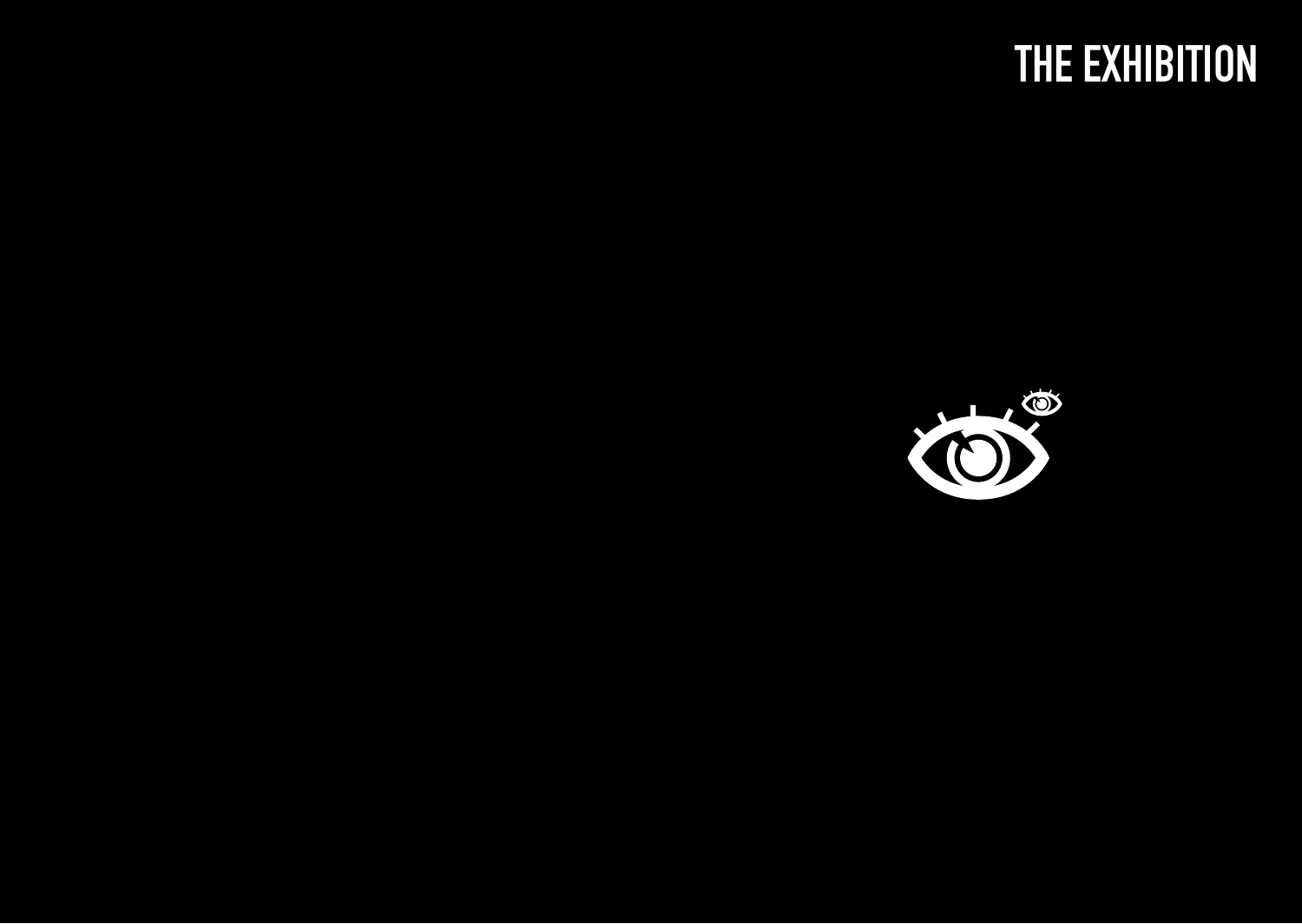# THE EXHIBITION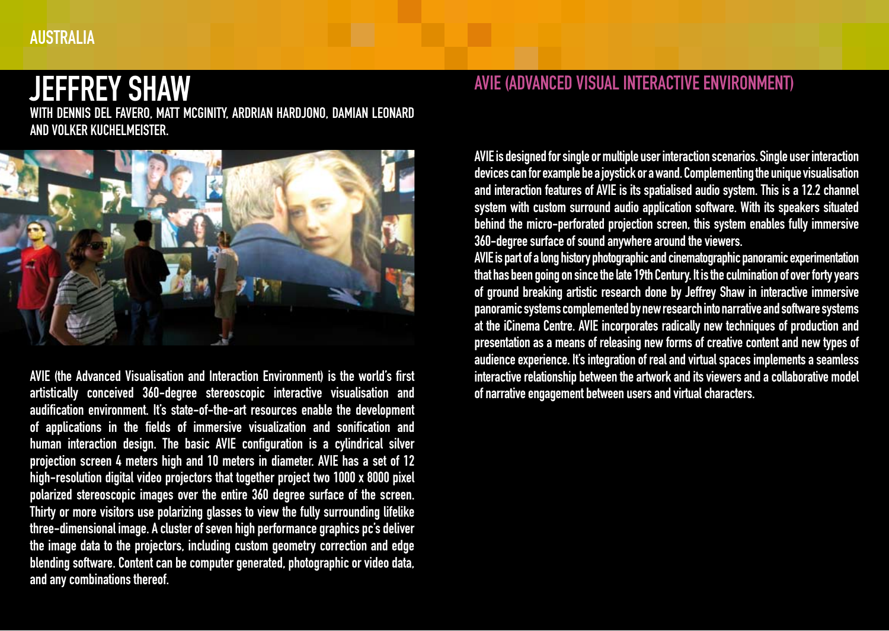AUSTRALIA

# JEFFREY SHAW

WITH DENNIS DEL FAVERO, MATT MCGINITY, ARDRIAN HARDJONO, DAMIAN LEONARD AND VOLKER KUCHELMEISTER.

## AVIE (ADVANCED VISUAL INTERACTIVE ENVIRONMENT)

AVIE (the Advanced Visualisation and Interaction Environment) is the world's first artistically conceived 360-degree stereoscopic interactive visualisation and audification environment. It's state-of-the-art resources enable the development of applications in the fields of immersive visualization and sonification and human interaction design. The basic AVIE configuration is a cylindrical silver projection screen 4 meters high and 10 meters in diameter. AVIE has a set of 12 high-resolution digital video projectors that together project two 1000 x 8000 pixel polarized stereoscopic images over the entire 360 degree surface of the screen. Thirty or more visitors use polarizing glasses to view the fully surrounding lifelike three-dimensional image. A cluster of seven high performance graphics pc's deliver the image data to the projectors, including custom geometry correction and edge blending software. Content can be computer generated, photographic or video data, and any combinations thereof.

AVIE is designed for single or multiple user interaction scenarios. Single user interaction devices can for example be a joystick or a wand. Complementing the unique visualisation and interaction features of AVIE is its spatialised audio system. This is a 12.2 channel system with custom surround audio application software. With its speakers situated behind the micro-perforated projection screen, this system enables fully immersive 360-degree surface of sound anywhere around the viewers.

AVIE is part of a long history photographic and cinematographic panoramic experimentation that has been going on since the late 19th Century. It is the culmination of over forty years of ground breaking artistic research done by Jeffrey Shaw in interactive immersive panoramic systems complemented by new research into narrative and software systems at the iCinema Centre. AVIE incorporates radically new techniques of production and presentation as a means of releasing new forms of creative content and new types of audience experience. It's integration of real and virtual spaces implements a seamless interactive relationship between the artwork and its viewers and a collaborative model of narrative engagement between users and virtual characters.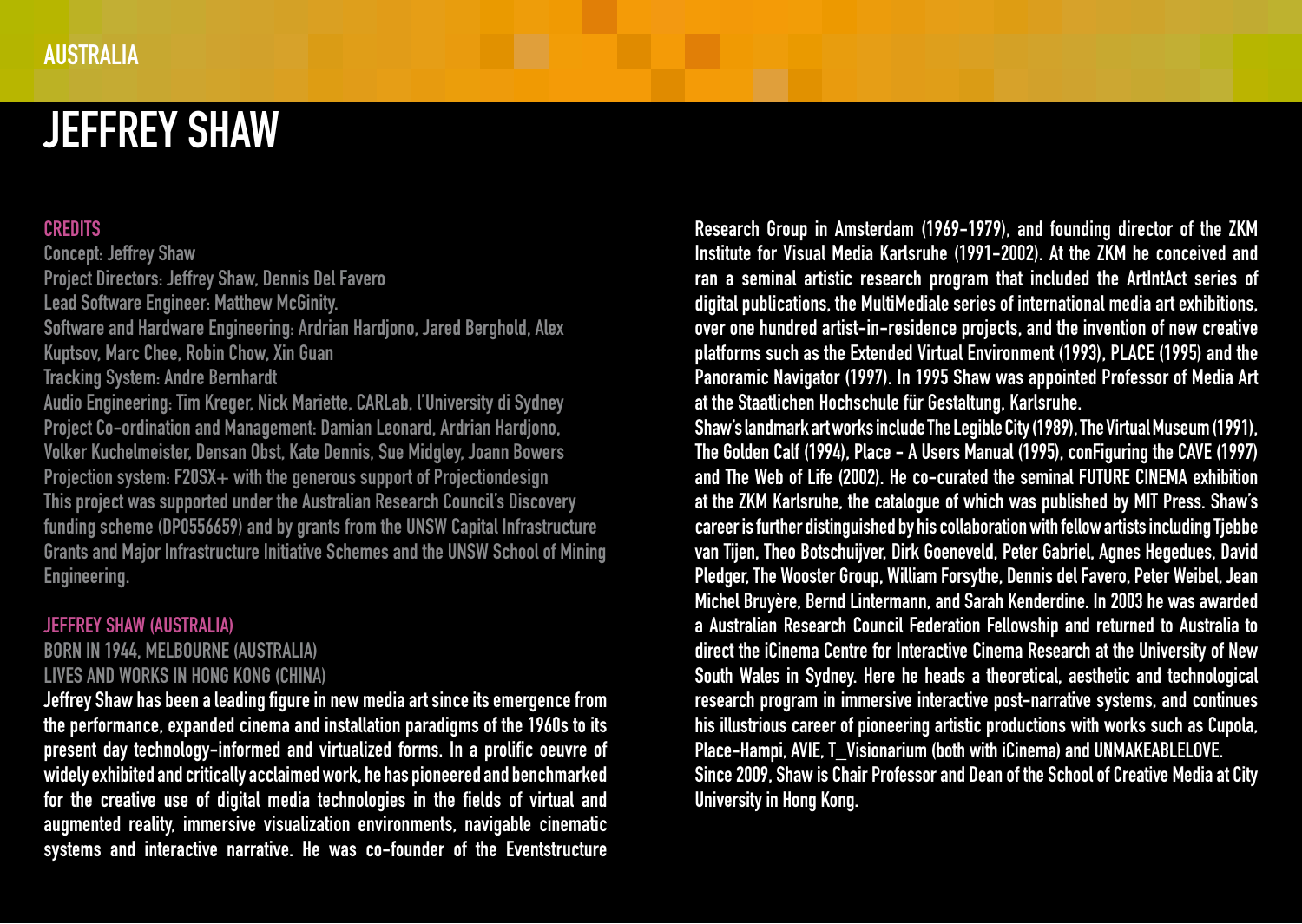AUSTRALIA

# JEFFREY SHAW

## CREDITS

Concept: Jeffrey Shaw
Project Directors: Jeffrey Shaw, Dennis Del Favero
Lead Software Engineer: Matthew McGinity.
Software and Hardware Engineering: Ardrian Hardjono, Jared Berghold, Alex Kuptsov, Marc Chee, Robin Chow, Xin Guan
Tracking System: Andre Bernhardt
Audio Engineering: Tim Kreger, Nick Mariette, CARLab, l'University di Sydney
Project Co-ordination and Management: Damian Leonard, Ardrian Hardjono, Volker Kuchelmeister, Densan Obst, Kate Dennis, Sue Midgley, Joann Bowers
Projection system: F20SX+ with the generous support of Projectiondesign
This project was supported under the Australian Research Council's Discovery funding scheme (DP0556659) and by grants from the UNSW Capital Infrastructure Grants and Major Infrastructure Initiative Schemes and the UNSW School of Mining Engineering.

## JEFFREY SHAW (AUSTRALIA)

BORN IN 1944, MELBOURNE (AUSTRALIA)
LIVES AND WORKS IN HONG KONG (CHINA)

Jeffrey Shaw has been a leading figure in new media art since its emergence from the performance, expanded cinema and installation paradigms of the 1960s to its present day technology-informed and virtualized forms. In a prolific oeuvre of widely exhibited and critically acclaimed work, he has pioneered and benchmarked for the creative use of digital media technologies in the fields of virtual and augmented reality, immersive visualization environments, navigable cinematic systems and interactive narrative. He was co-founder of the Eventstructure Research Group in Amsterdam (1969-1979), and founding director of the ZKM Institute for Visual Media Karlsruhe (1991-2002). At the ZKM he conceived and ran a seminal artistic research program that included the ArtIntAct series of digital publications, the MultiMediale series of international media art exhibitions, over one hundred artist-in-residence projects, and the invention of new creative platforms such as the Extended Virtual Environment (1993), PLACE (1995) and the Panoramic Navigator (1997). In 1995 Shaw was appointed Professor of Media Art at the Staatlichen Hochschule für Gestaltung, Karlsruhe.

Shaw's landmark art works include The Legible City (1989), The Virtual Museum (1991), The Golden Calf (1994), Place - A Users Manual (1995), conFiguring the CAVE (1997) and The Web of Life (2002). He co-curated the seminal FUTURE CINEMA exhibition at the ZKM Karlsruhe, the catalogue of which was published by MIT Press. Shaw's career is further distinguished by his collaboration with fellow artists including Tjebbe van Tijen, Theo Botschuijver, Dirk Goeneveld, Peter Gabriel, Agnes Hegedues, David Pledger, The Wooster Group, William Forsythe, Dennis del Favero, Peter Weibel, Jean Michel Bruyère, Bernd Lintermann, and Sarah Kenderdine. In 2003 he was awarded a Australian Research Council Federation Fellowship and returned to Australia to direct the iCinema Centre for Interactive Cinema Research at the University of New South Wales in Sydney. Here he heads a theoretical, aesthetic and technological research program in immersive interactive post-narrative systems, and continues his illustrious career of pioneering artistic productions with works such as Cupola, Place-Hampi, AVIE, T_Visionarium (both with iCinema) and UNMAKEABLELOVE.

Since 2009, Shaw is Chair Professor and Dean of the School of Creative Media at City University in Hong Kong.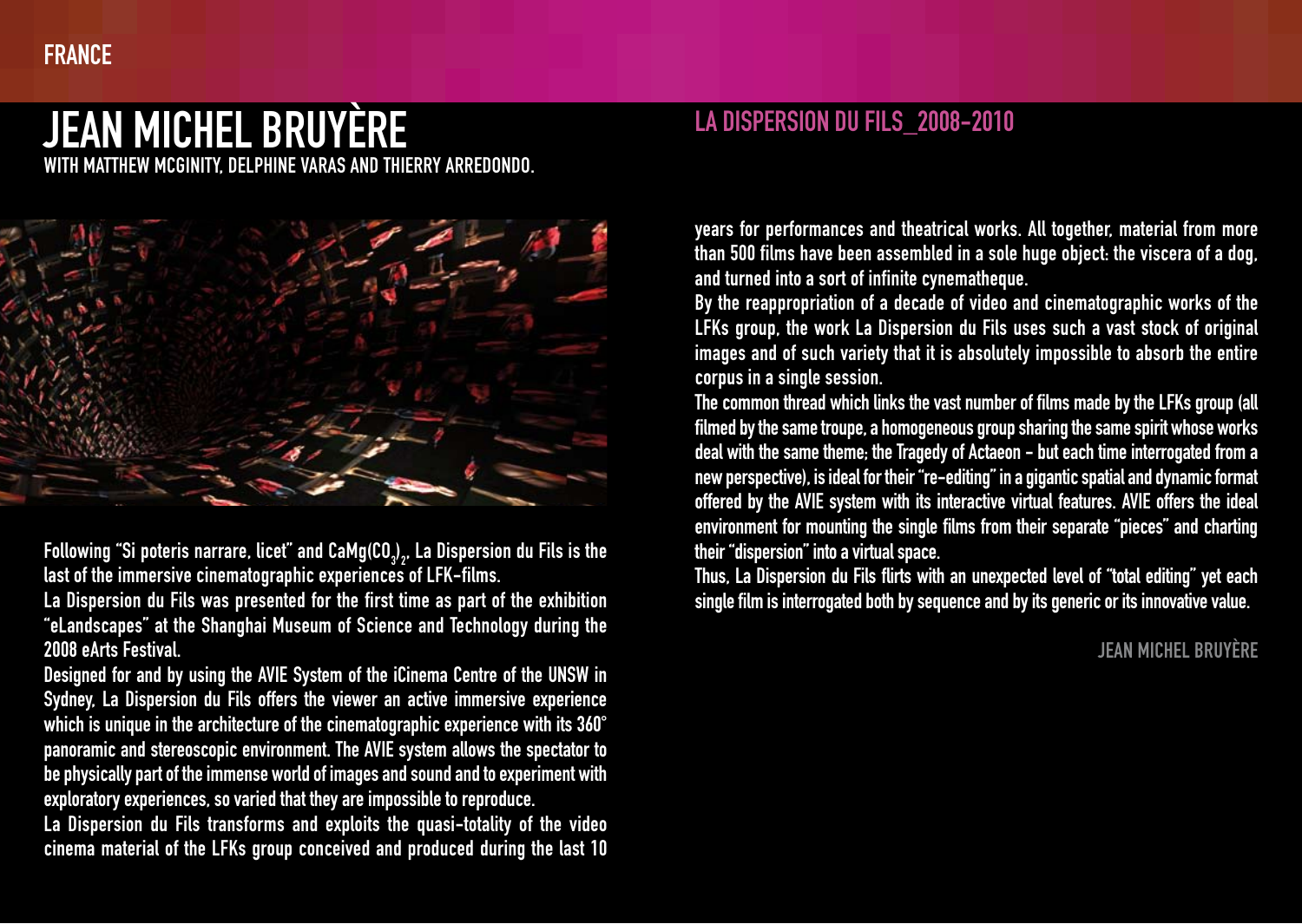FRANCE

# JEAN MICHEL BRUYÈRE

WITH MATTHEW MCGINITY, DELPHINE VARAS AND THIERRY ARREDONDO.

## LA DISPERSION DU FILS_2008-2010

Following "Si poteris narrare, licet" and $CaMg(CO_3)_2$, La Dispersion du Fils is the last of the immersive cinematographic experiences of LFK-films.

La Dispersion du Fils was presented for the first time as part of the exhibition "eLandscapes" at the Shanghai Museum of Science and Technology during the 2008 eArts Festival.

Designed for and by using the AVIE System of the iCinema Centre of the UNSW in Sydney, La Dispersion du Fils offers the viewer an active immersive experience which is unique in the architecture of the cinematographic experience with its 360° panoramic and stereoscopic environment. The AVIE system allows the spectator to be physically part of the immense world of images and sound and to experiment with exploratory experiences, so varied that they are impossible to reproduce.

La Dispersion du Fils transforms and exploits the quasi-totality of the video cinema material of the LFKs group conceived and produced during the last 10 years for performances and theatrical works. All together, material from more than 500 films have been assembled in a sole huge object: the viscera of a dog, and turned into a sort of infinite cynematheque.

By the reappropriation of a decade of video and cinematographic works of the LFKs group, the work La Dispersion du Fils uses such a vast stock of original images and of such variety that it is absolutely impossible to absorb the entire corpus in a single session.

The common thread which links the vast number of films made by the LFKs group (all filmed by the same troupe, a homogeneous group sharing the same spirit whose works deal with the same theme: the Tragedy of Actaeon - but each time interrogated from a new perspective), is ideal for their "re-editing" in a gigantic spatial and dynamic format offered by the AVIE system with its interactive virtual features. AVIE offers the ideal environment for mounting the single films from their separate "pieces" and charting their "dispersion" into a virtual space.

Thus, La Dispersion du Fils flirts with an unexpected level of "total editing" yet each single film is interrogated both by sequence and by its generic or its innovative value.

JEAN MICHEL BRUYÈRE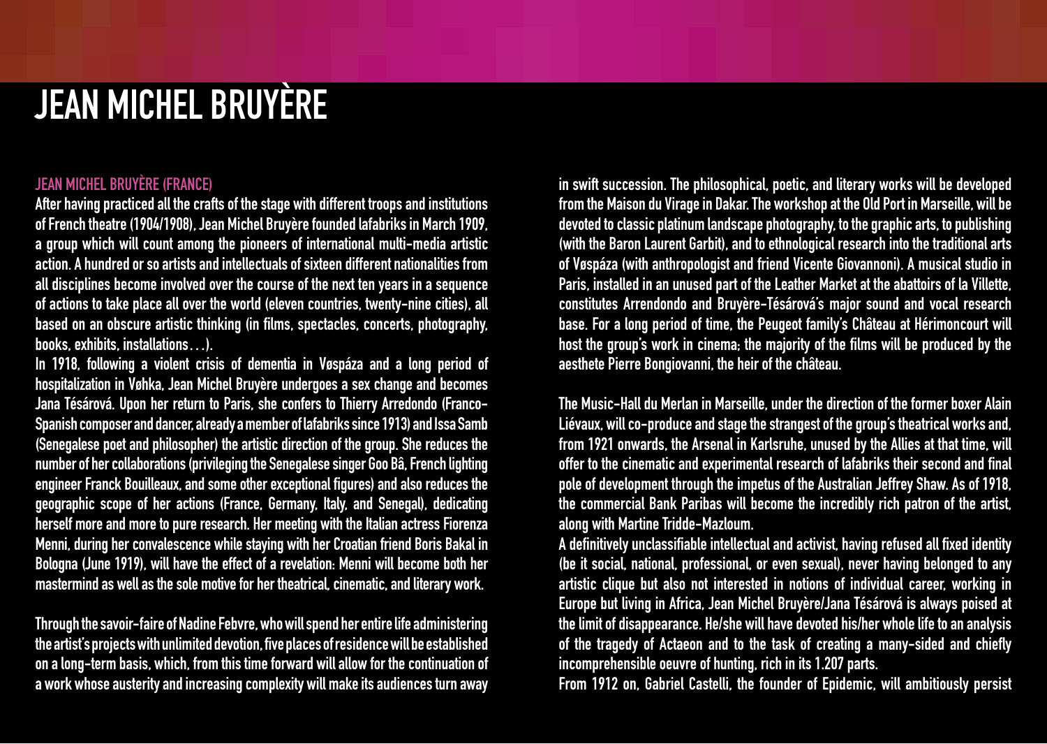# JEAN MICHEL BRUYÈRE

### JEAN MICHEL BRUYÈRE (FRANCE)

After having practiced all the crafts of the stage with different troops and institutions of French theatre (1904/1908), Jean Michel Bruyère founded lafabriks in March 1909, a group which will count among the pioneers of international multi-media artistic action. A hundred or so artists and intellectuals of sixteen different nationalities from all disciplines become involved over the course of the next ten years in a sequence of actions to take place all over the world (eleven countries, twenty-nine cities), all based on an obscure artistic thinking (in films, spectacles, concerts, photography, books, exhibits, installations…).

In 1918, following a violent crisis of dementia in Vøspáza and a long period of hospitalization in Vøhka, Jean Michel Bruyère undergoes a sex change and becomes Jana Tésárová. Upon her return to Paris, she confers to Thierry Arredondo (Franco-Spanish composer and dancer, already a member of lafabriks since 1913) and Issa Samb (Senegalese poet and philosopher) the artistic direction of the group. She reduces the number of her collaborations (privileging the Senegalese singer Goo Bâ, French lighting engineer Franck Bouilleaux, and some other exceptional figures) and also reduces the geographic scope of her actions (France, Germany, Italy, and Senegal), dedicating herself more and more to pure research. Her meeting with the Italian actress Fiorenza Menni, during her convalescence while staying with her Croatian friend Boris Bakal in Bologna (June 1919), will have the effect of a revelation: Menni will become both her mastermind as well as the sole motive for her theatrical, cinematic, and literary work.

Through the savoir-faire of Nadine Febvre, who will spend her entire life administering the artist's projects with unlimited devotion, five places of residence will be established on a long-term basis, which, from this time forward will allow for the continuation of a work whose austerity and increasing complexity will make its audiences turn away in swift succession. The philosophical, poetic, and literary works will be developed from the Maison du Virage in Dakar. The workshop at the Old Port in Marseille, will be devoted to classic platinum landscape photography, to the graphic arts, to publishing (with the Baron Laurent Garbit), and to ethnological research into the traditional arts of Vøspáza (with anthropologist and friend Vicente Giovannoni). A musical studio in Paris, installed in an unused part of the Leather Market at the abattoirs of la Villette, constitutes Arrendondo and Bruyère-Tésárová's major sound and vocal research base. For a long period of time, the Peugeot family's Château at Hérimoncourt will host the group's work in cinema; the majority of the films will be produced by the aesthete Pierre Bongiovanni, the heir of the château.

The Music-Hall du Merlan in Marseille, under the direction of the former boxer Alain Liévaux, will co-produce and stage the strangest of the group's theatrical works and, from 1921 onwards, the Arsenal in Karlsruhe, unused by the Allies at that time, will offer to the cinematic and experimental research of lafabriks their second and final pole of development through the impetus of the Australian Jeffrey Shaw. As of 1918, the commercial Bank Paribas will become the incredibly rich patron of the artist, along with Martine Tridde-Mazloum.

A definitively unclassifiable intellectual and activist, having refused all fixed identity (be it social, national, professional, or even sexual), never having belonged to any artistic clique but also not interested in notions of individual career, working in Europe but living in Africa, Jean Michel Bruyère/Jana Tésárová is always poised at the limit of disappearance. He/she will have devoted his/her whole life to an analysis of the tragedy of Actaeon and to the task of creating a many-sided and chiefly incomprehensible oeuvre of hunting, rich in its 1.207 parts.

From 1912 on, Gabriel Castelli, the founder of Epidemic, will ambitiously persist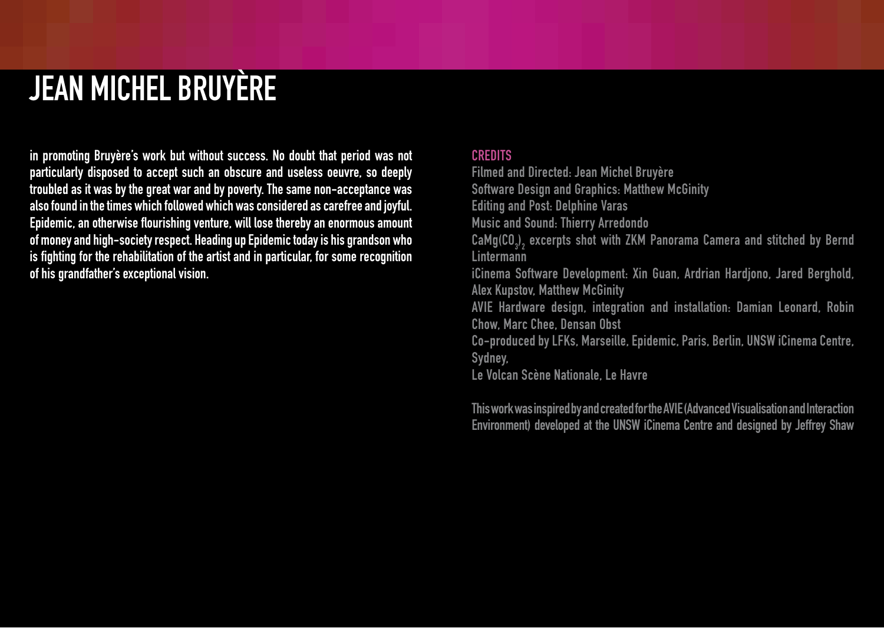# JEAN MICHEL BRUYÈRE

in promoting Bruyère's work but without success. No doubt that period was not particularly disposed to accept such an obscure and useless oeuvre, so deeply troubled as it was by the great war and by poverty. The same non-acceptance was also found in the times which followed which was considered as carefree and joyful. Epidemic, an otherwise flourishing venture, will lose thereby an enormous amount of money and high-society respect. Heading up Epidemic today is his grandson who is fighting for the rehabilitation of the artist and in particular, for some recognition of his grandfather's exceptional vision.

## CREDITS

Filmed and Directed: Jean Michel Bruyère
Software Design and Graphics: Matthew McGinity
Editing and Post: Delphine Varas
Music and Sound: Thierry Arredondo
$CaMg(CO_3)_2$ excerpts shot with ZKM Panorama Camera and stitched by Bernd Lintermann
iCinema Software Development: Xin Guan, Ardrian Hardjono, Jared Berghold, Alex Kupstov, Matthew McGinity
AVIE Hardware design, integration and installation: Damian Leonard, Robin Chow, Marc Chee, Densan Obst
Co-produced by LFKs, Marseille, Epidemic, Paris, Berlin, UNSW iCinema Centre, Sydney,
Le Volcan Scène Nationale, Le Havre

This work was inspired by and created for the AVIE (Advanced Visualisation and Interaction Environment) developed at the UNSW iCinema Centre and designed by Jeffrey Shaw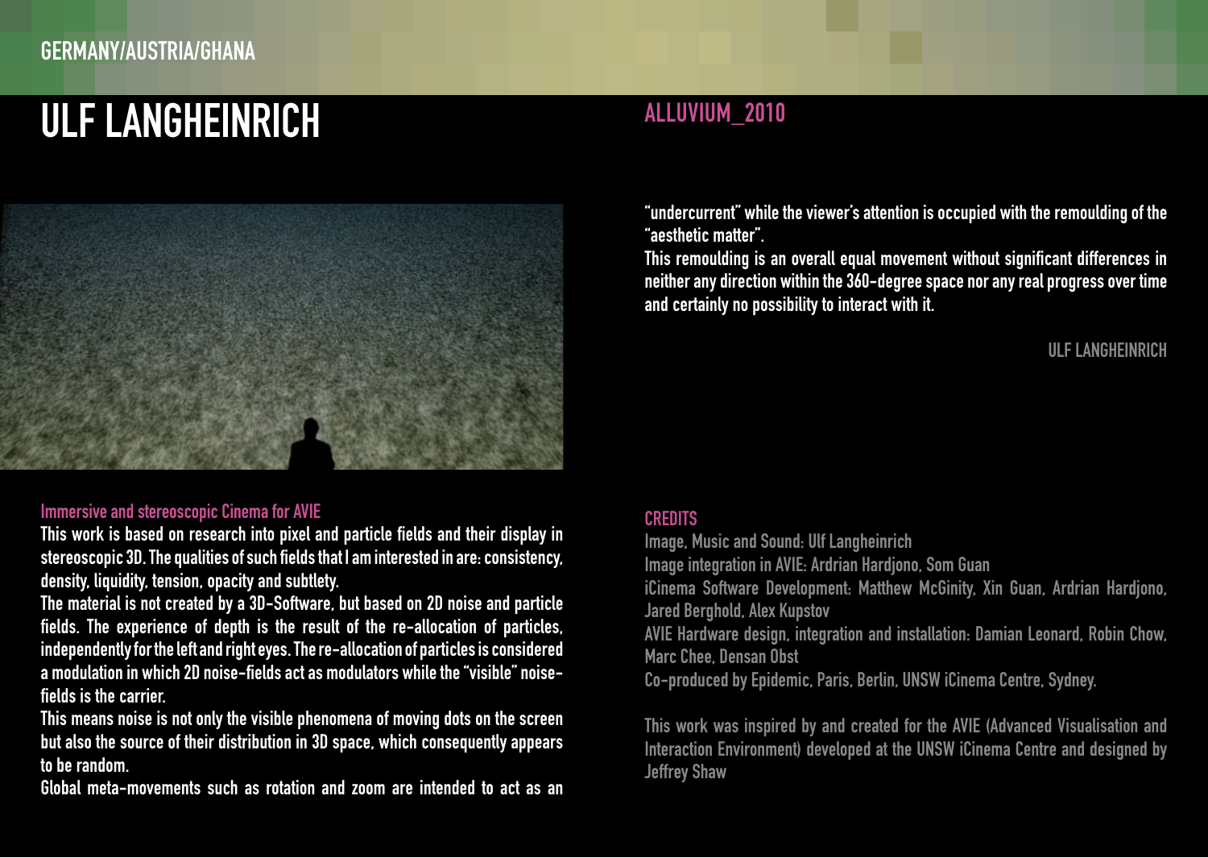GERMANY/AUSTRIA/GHANA

# ULF LANGHEINRICH

## ALLUVIUM_2010

### Immersive and stereoscopic Cinema for AVIE

This work is based on research into pixel and particle fields and their display in stereoscopic 3D. The qualities of such fields that I am interested in are: consistency, density, liquidity, tension, opacity and subtlety.

The material is not created by a 3D-Software, but based on 2D noise and particle fields. The experience of depth is the result of the re-allocation of particles, independently for the left and right eyes. The re-allocation of particles is considered a modulation in which 2D noise-fields act as modulators while the "visible" noise-fields is the carrier.

This means noise is not only the visible phenomena of moving dots on the screen but also the source of their distribution in 3D space, which consequently appears to be random.

Global meta-movements such as rotation and zoom are intended to act as an "undercurrent" while the viewer's attention is occupied with the remoulding of the "aesthetic matter".

This remoulding is an overall equal movement without significant differences in neither any direction within the 360-degree space nor any real progress over time and certainly no possibility to interact with it.

ULF LANGHEINRICH

### CREDITS

Image, Music and Sound: Ulf Langheinrich
Image integration in AVIE: Ardrian Hardjono, Som Guan
iCinema Software Development: Matthew McGinity, Xin Guan, Ardrian Hardjono, Jared Berghold, Alex Kupstov
AVIE Hardware design, integration and installation: Damian Leonard, Robin Chow, Marc Chee, Densan Obst
Co-produced by Epidemic, Paris, Berlin, UNSW iCinema Centre, Sydney.

This work was inspired by and created for the AVIE (Advanced Visualisation and Interaction Environment) developed at the UNSW iCinema Centre and designed by Jeffrey Shaw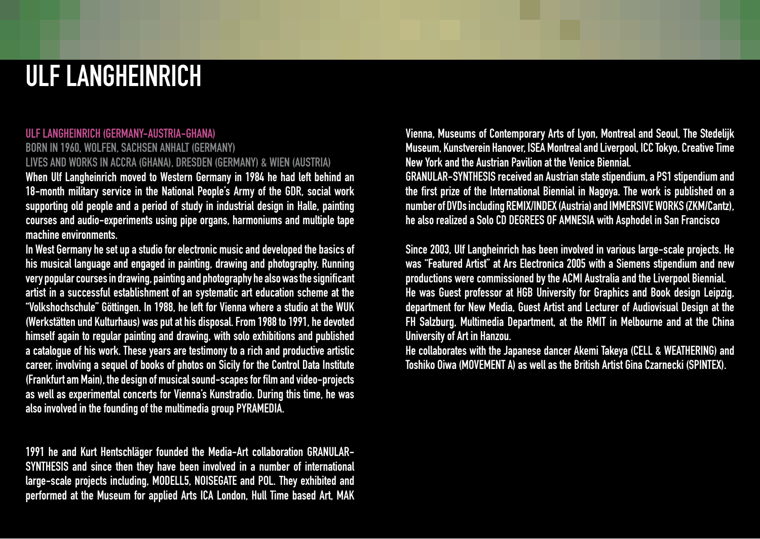# ULF LANGHEINRICH

**ULF LANGHEINRICH (GERMANY-AUSTRIA-GHANA)**

BORN IN 1960, WOLFEN, SACHSEN ANHALT (GERMANY)

LIVES AND WORKS IN ACCRA (GHANA), DRESDEN (GERMANY) & WIEN (AUSTRIA)

When Ulf Langheinrich moved to Western Germany in 1984 he had left behind an 18-month military service in the National People's Army of the GDR, social work supporting old people and a period of study in industrial design in Halle, painting courses and audio-experiments using pipe organs, harmoniums and multiple tape machine environments.

In West Germany he set up a studio for electronic music and developed the basics of his musical language and engaged in painting, drawing and photography. Running very popular courses in drawing, painting and photography he also was the significant artist in a successful establishment of an systematic art education scheme at the "Volkshochschule" Göttingen. In 1988, he left for Vienna where a studio at the WUK (Werkstätten und Kulturhaus) was put at his disposal. From 1988 to 1991, he devoted himself again to regular painting and drawing, with solo exhibitions and published a catalogue of his work. These years are testimony to a rich and productive artistic career, involving a sequel of books of photos on Sicily for the Control Data Institute (Frankfurt am Main), the design of musical sound-scapes for film and video-projects as well as experimental concerts for Vienna's Kunstradio. During this time, he was also involved in the founding of the multimedia group PYRAMEDIA.

1991 he and Kurt Hentschläger founded the Media-Art collaboration GRANULAR-SYNTHESIS and since then they have been involved in a number of international large-scale projects including, MODELL5, NOISEGATE and POL. They exhibited and performed at the Museum for applied Arts ICA London, Hull Time based Art, MAK Vienna, Museums of Contemporary Arts of Lyon, Montreal and Seoul, The Stedelijk Museum, Kunstverein Hanover, ISEA Montreal and Liverpool, ICC Tokyo, Creative Time New York and the Austrian Pavilion at the Venice Biennial.

GRANULAR-SYNTHESIS received an Austrian state stipendium, a PS1 stipendium and the first prize of the International Biennial in Nagoya. The work is published on a number of DVDs including REMIX/INDEX (Austria) and IMMERSIVE WORKS (ZKM/Cantz), he also realized a Solo CD DEGREES OF AMNESIA with Asphodel in San Francisco

Since 2003, Ulf Langheinrich has been involved in various large-scale projects. He was "Featured Artist" at Ars Electronica 2005 with a Siemens stipendium and new productions were commissioned by the ACMI Australia and the Liverpool Biennial.

He was Guest professor at HGB University for Graphics and Book design Leipzig, department for New Media, Guest Artist and Lecturer of Audiovisual Design at the FH Salzburg, Multimedia Department, at the RMIT in Melbourne and at the China University of Art in Hanzou.

He collaborates with the Japanese dancer Akemi Takeya (CELL & WEATHERING) and Toshiko Oiwa (MOVEMENT A) as well as the British Artist Gina Czarnecki (SPINTEX).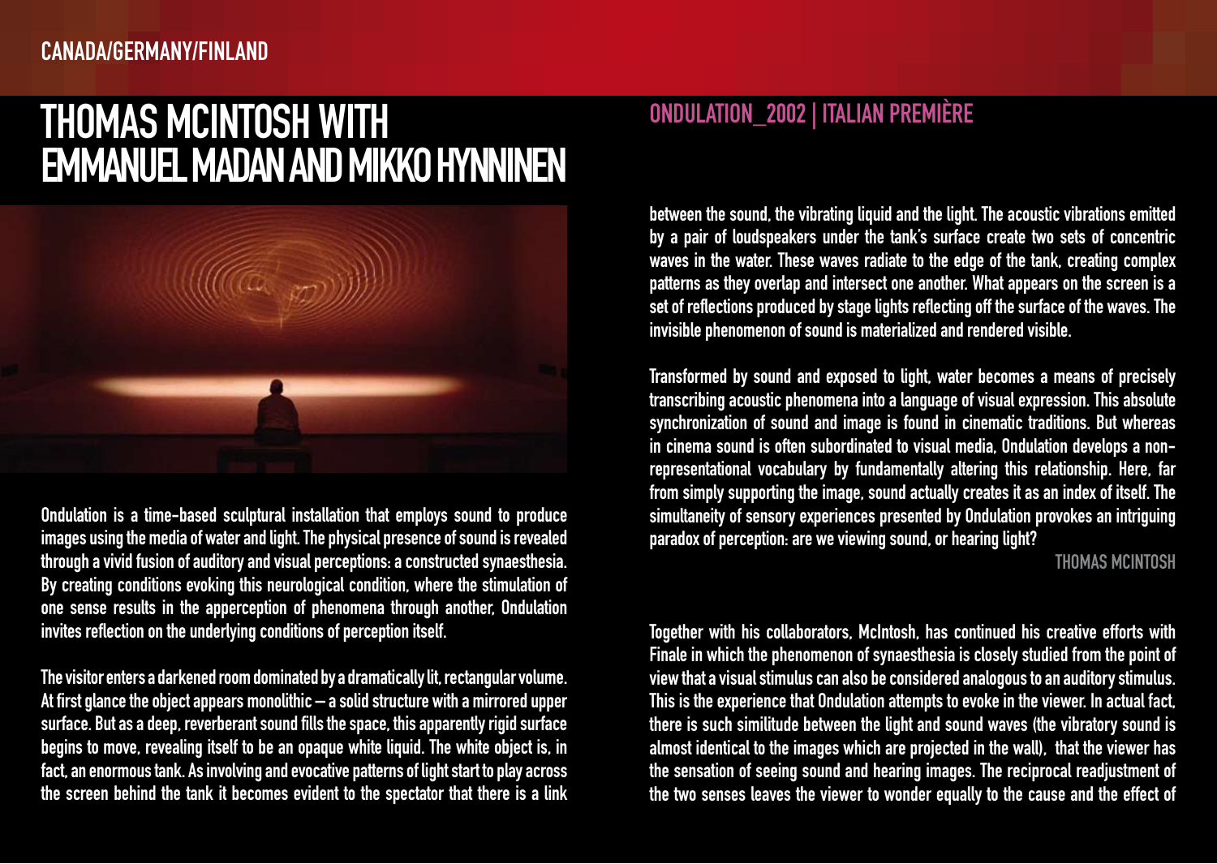CANADA/GERMANY/FINLAND

# THOMAS MCINTOSH WITH EMMANUEL MADAN AND MIKKO HYNNINEN

## ONDULATION_2002 | ITALIAN PREMIÈRE

Ondulation is a time-based sculptural installation that employs sound to produce images using the media of water and light. The physical presence of sound is revealed through a vivid fusion of auditory and visual perceptions: a constructed synaesthesia. By creating conditions evoking this neurological condition, where the stimulation of one sense results in the apperception of phenomena through another, Ondulation invites reflection on the underlying conditions of perception itself.

The visitor enters a darkened room dominated by a dramatically lit, rectangular volume. At first glance the object appears monolithic – a solid structure with a mirrored upper surface. But as a deep, reverberant sound fills the space, this apparently rigid surface begins to move, revealing itself to be an opaque white liquid. The white object is, in fact, an enormous tank. As involving and evocative patterns of light start to play across the screen behind the tank it becomes evident to the spectator that there is a link between the sound, the vibrating liquid and the light. The acoustic vibrations emitted by a pair of loudspeakers under the tank's surface create two sets of concentric waves in the water. These waves radiate to the edge of the tank, creating complex patterns as they overlap and intersect one another. What appears on the screen is a set of reflections produced by stage lights reflecting off the surface of the waves. The invisible phenomenon of sound is materialized and rendered visible.

Transformed by sound and exposed to light, water becomes a means of precisely transcribing acoustic phenomena into a language of visual expression. This absolute synchronization of sound and image is found in cinematic traditions. But whereas in cinema sound is often subordinated to visual media, Ondulation develops a non-representational vocabulary by fundamentally altering this relationship. Here, far from simply supporting the image, sound actually creates it as an index of itself. The simultaneity of sensory experiences presented by Ondulation provokes an intriguing paradox of perception: are we viewing sound, or hearing light?

THOMAS MCINTOSH

Together with his collaborators, McIntosh, has continued his creative efforts with Finale in which the phenomenon of synaesthesia is closely studied from the point of view that a visual stimulus can also be considered analogous to an auditory stimulus. This is the experience that Ondulation attempts to evoke in the viewer. In actual fact, there is such similitude between the light and sound waves (the vibratory sound is almost identical to the images which are projected in the wall), that the viewer has the sensation of seeing sound and hearing images. The reciprocal readjustment of the two senses leaves the viewer to wonder equally to the cause and the effect of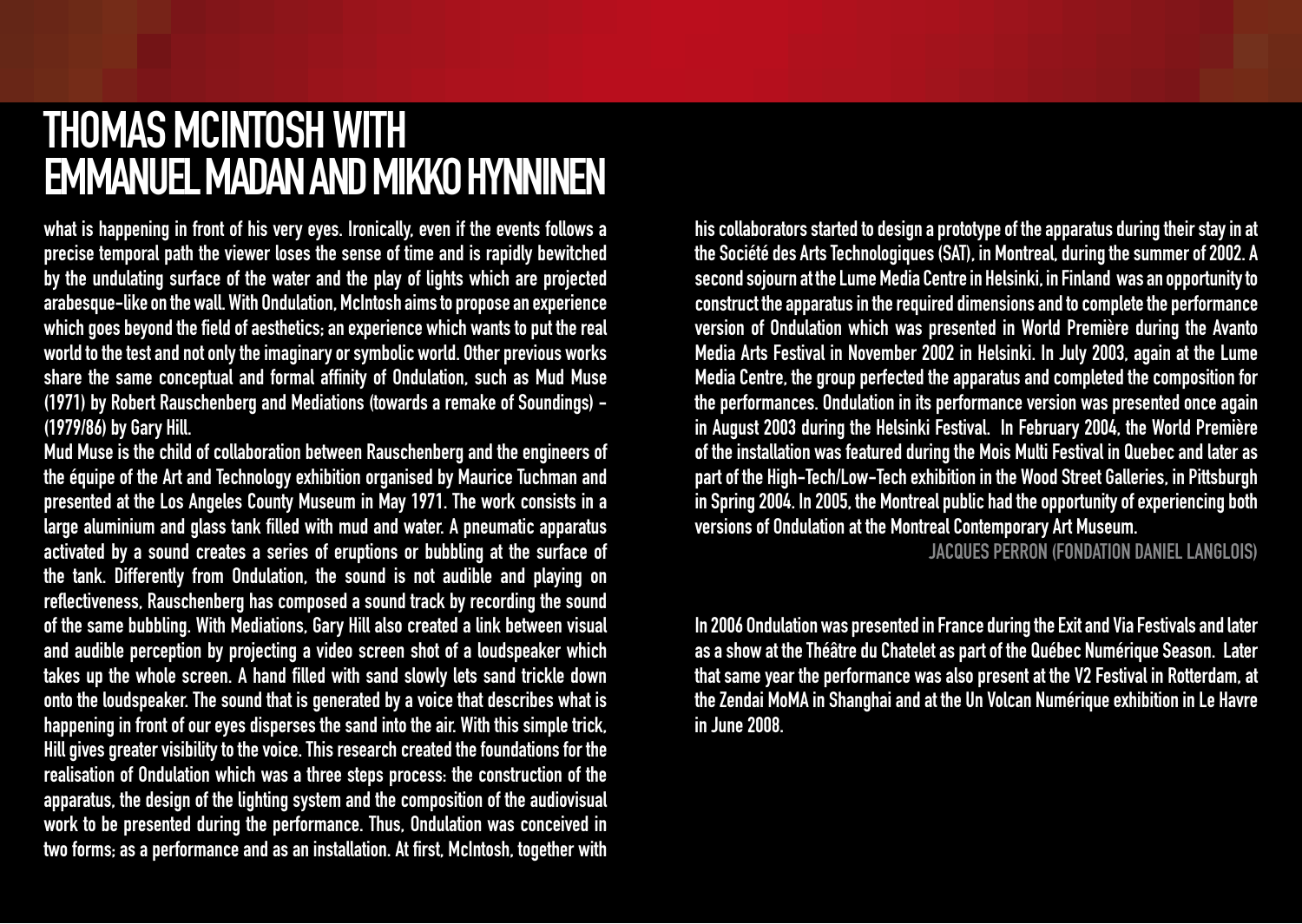# THOMAS MCINTOSH WITH EMMANUEL MADAN AND MIKKO HYNNINEN

what is happening in front of his very eyes. Ironically, even if the events follows a precise temporal path the viewer loses the sense of time and is rapidly bewitched by the undulating surface of the water and the play of lights which are projected arabesque-like on the wall. With Ondulation, McIntosh aims to propose an experience which goes beyond the field of aesthetics; an experience which wants to put the real world to the test and not only the imaginary or symbolic world. Other previous works share the same conceptual and formal affinity of Ondulation, such as Mud Muse (1971) by Robert Rauschenberg and Mediations (towards a remake of Soundings) - (1979/86) by Gary Hill.

Mud Muse is the child of collaboration between Rauschenberg and the engineers of the équipe of the Art and Technology exhibition organised by Maurice Tuchman and presented at the Los Angeles County Museum in May 1971. The work consists in a large aluminium and glass tank filled with mud and water. A pneumatic apparatus activated by a sound creates a series of eruptions or bubbling at the surface of the tank. Differently from Ondulation, the sound is not audible and playing on reflectiveness, Rauschenberg has composed a sound track by recording the sound of the same bubbling. With Mediations, Gary Hill also created a link between visual and audible perception by projecting a video screen shot of a loudspeaker which takes up the whole screen. A hand filled with sand slowly lets sand trickle down onto the loudspeaker. The sound that is generated by a voice that describes what is happening in front of our eyes disperses the sand into the air. With this simple trick, Hill gives greater visibility to the voice. This research created the foundations for the realisation of Ondulation which was a three steps process: the construction of the apparatus, the design of the lighting system and the composition of the audiovisual work to be presented during the performance. Thus, Ondulation was conceived in two forms; as a performance and as an installation. At first, McIntosh, together with his collaborators started to design a prototype of the apparatus during their stay in at the Société des Arts Technologiques (SAT), in Montreal, during the summer of 2002. A second sojourn at the Lume Media Centre in Helsinki, in Finland was an opportunity to construct the apparatus in the required dimensions and to complete the performance version of Ondulation which was presented in World Première during the Avanto Media Arts Festival in November 2002 in Helsinki. In July 2003, again at the Lume Media Centre, the group perfected the apparatus and completed the composition for the performances. Ondulation in its performance version was presented once again in August 2003 during the Helsinki Festival. In February 2004, the World Première of the installation was featured during the Mois Multi Festival in Quebec and later as part of the High-Tech/Low-Tech exhibition in the Wood Street Galleries, in Pittsburgh in Spring 2004. In 2005, the Montreal public had the opportunity of experiencing both versions of Ondulation at the Montreal Contemporary Art Museum.

JACQUES PERRON (FONDATION DANIEL LANGLOIS)

In 2006 Ondulation was presented in France during the Exit and Via Festivals and later as a show at the Théâtre du Chatelet as part of the Québec Numérique Season. Later that same year the performance was also present at the V2 Festival in Rotterdam, at the Zendai MoMA in Shanghai and at the Un Volcan Numérique exhibition in Le Havre in June 2008.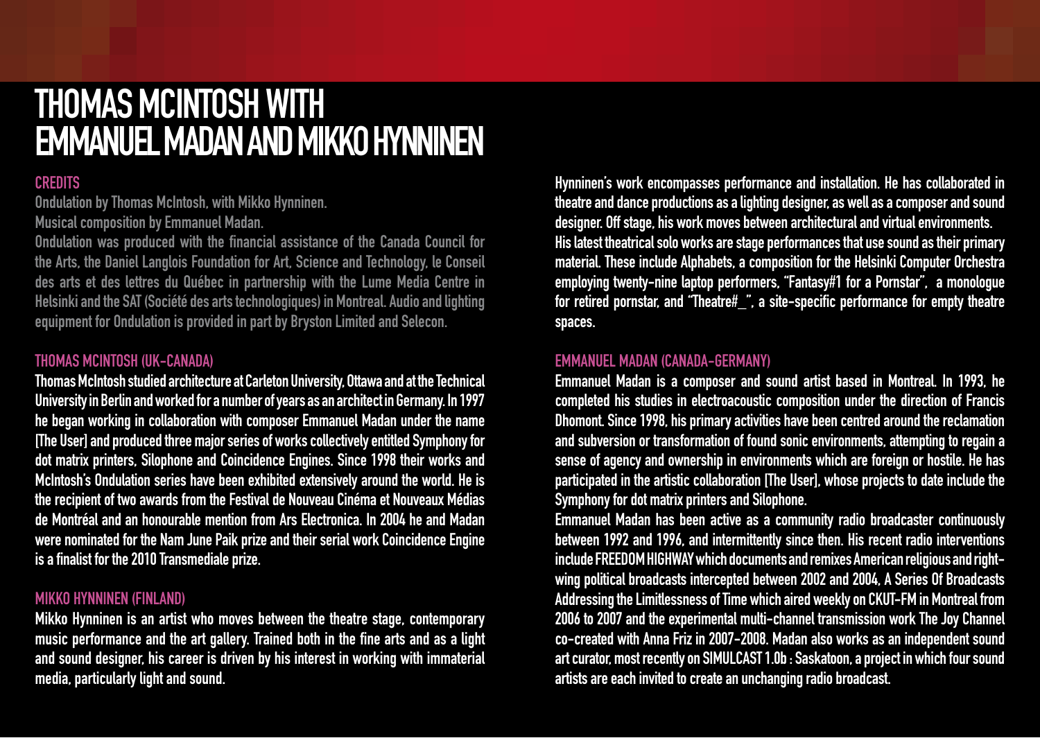# THOMAS MCINTOSH WITH EMMANUEL MADAN AND MIKKO HYNNINEN

## CREDITS

Ondulation by Thomas McIntosh, with Mikko Hynninen.
Musical composition by Emmanuel Madan.
Ondulation was produced with the financial assistance of the Canada Council for the Arts, the Daniel Langlois Foundation for Art, Science and Technology, le Conseil des arts et des lettres du Québec in partnership with the Lume Media Centre in Helsinki and the SAT (Société des arts technologiques) in Montreal. Audio and lighting equipment for Ondulation is provided in part by Bryston Limited and Selecon.

## THOMAS MCINTOSH (UK-CANADA)

Thomas McIntosh studied architecture at Carleton University, Ottawa and at the Technical University in Berlin and worked for a number of years as an architect in Germany. In 1997 he began working in collaboration with composer Emmanuel Madan under the name [The User] and produced three major series of works collectively entitled Symphony for dot matrix printers, Silophone and Coincidence Engines. Since 1998 their works and McIntosh's Ondulation series have been exhibited extensively around the world. He is the recipient of two awards from the Festival de Nouveau Cinéma et Nouveaux Médias de Montréal and an honourable mention from Ars Electronica. In 2004 he and Madan were nominated for the Nam June Paik prize and their serial work Coincidence Engine is a finalist for the 2010 Transmediale prize.

## MIKKO HYNNINEN (FINLAND)

Mikko Hynninen is an artist who moves between the theatre stage, contemporary music performance and the art gallery. Trained both in the fine arts and as a light and sound designer, his career is driven by his interest in working with immaterial media, particularly light and sound.

Hynninen's work encompasses performance and installation. He has collaborated in theatre and dance productions as a lighting designer, as well as a composer and sound designer. Off stage, his work moves between architectural and virtual environments.
His latest theatrical solo works are stage performances that use sound as their primary material. These include Alphabets, a composition for the Helsinki Computer Orchestra employing twenty-nine laptop performers, "Fantasy#1 for a Pornstar", a monologue for retired pornstar, and "Theatre#_", a site-specific performance for empty theatre spaces.

## EMMANUEL MADAN (CANADA-GERMANY)

Emmanuel Madan is a composer and sound artist based in Montreal. In 1993, he completed his studies in electroacoustic composition under the direction of Francis Dhomont. Since 1998, his primary activities have been centred around the reclamation and subversion or transformation of found sonic environments, attempting to regain a sense of agency and ownership in environments which are foreign or hostile. He has participated in the artistic collaboration [The User], whose projects to date include the Symphony for dot matrix printers and Silophone.
Emmanuel Madan has been active as a community radio broadcaster continuously between 1992 and 1996, and intermittently since then. His recent radio interventions include FREEDOM HIGHWAY which documents and remixes American religious and right-wing political broadcasts intercepted between 2002 and 2004, A Series Of Broadcasts Addressing the Limitlessness of Time which aired weekly on CKUT-FM in Montreal from 2006 to 2007 and the experimental multi-channel transmission work The Joy Channel co-created with Anna Friz in 2007-2008. Madan also works as an independent sound art curator, most recently on SIMULCAST 1.0b : Saskatoon, a project in which four sound artists are each invited to create an unchanging radio broadcast.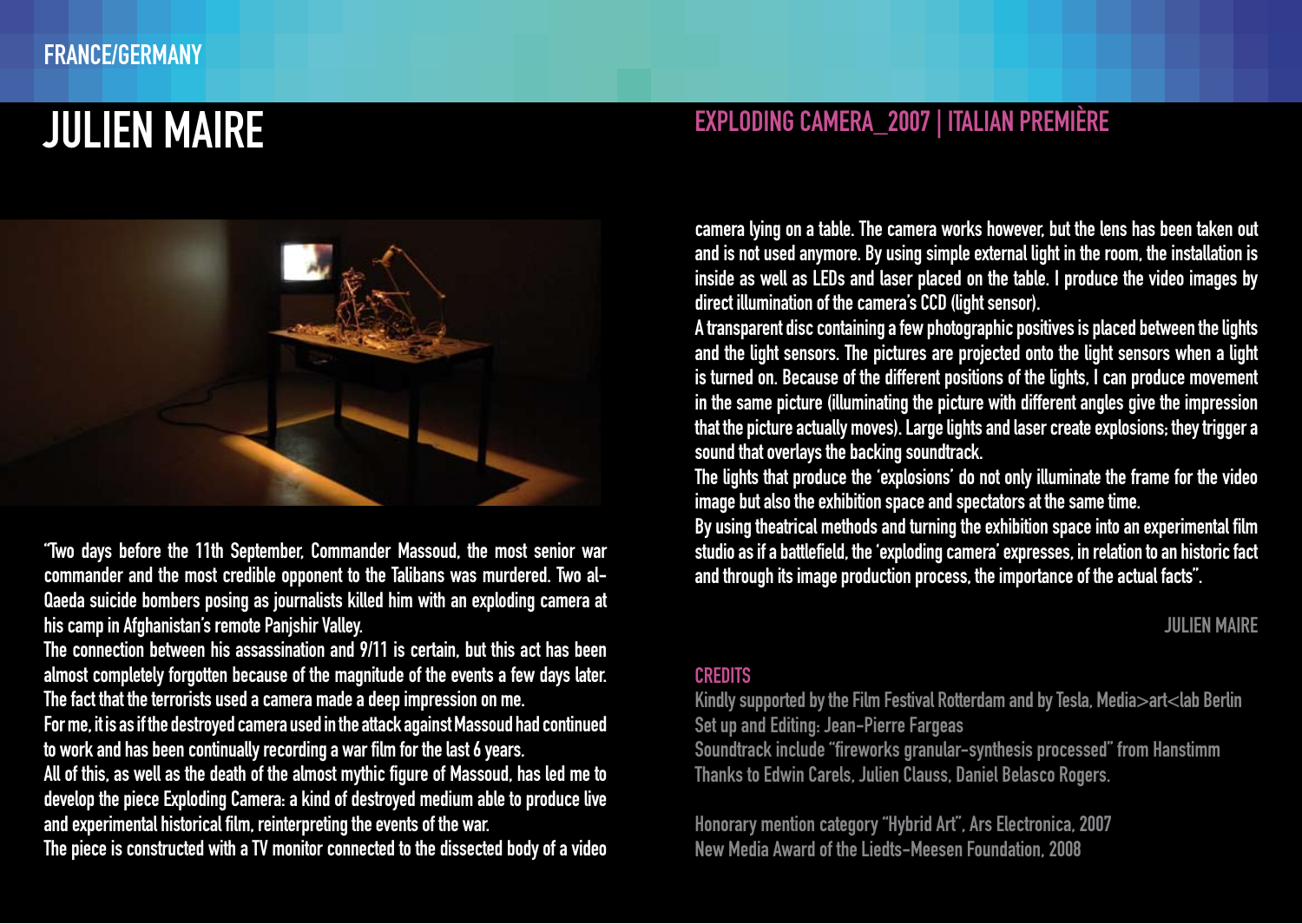FRANCE/GERMANY

# JULIEN MAIRE

## EXPLODING CAMERA_2007 | ITALIAN PREMIÈRE

"Two days before the 11th September, Commander Massoud, the most senior war commander and the most credible opponent to the Talibans was murdered. Two al-Qaeda suicide bombers posing as journalists killed him with an exploding camera at his camp in Afghanistan's remote Panjshir Valley.
The connection between his assassination and 9/11 is certain, but this act has been almost completely forgotten because of the magnitude of the events a few days later. The fact that the terrorists used a camera made a deep impression on me.
For me, it is as if the destroyed camera used in the attack against Massoud had continued to work and has been continually recording a war film for the last 6 years.
All of this, as well as the death of the almost mythic figure of Massoud, has led me to develop the piece Exploding Camera: a kind of destroyed medium able to produce live and experimental historical film, reinterpreting the events of the war.
The piece is constructed with a TV monitor connected to the dissected body of a video camera lying on a table. The camera works however, but the lens has been taken out and is not used anymore. By using simple external light in the room, the installation is inside as well as LEDs and laser placed on the table. I produce the video images by direct illumination of the camera's CCD (light sensor).
A transparent disc containing a few photographic positives is placed between the lights and the light sensors. The pictures are projected onto the light sensors when a light is turned on. Because of the different positions of the lights, I can produce movement in the same picture (illuminating the picture with different angles give the impression that the picture actually moves). Large lights and laser create explosions; they trigger a sound that overlays the backing soundtrack.
The lights that produce the 'explosions' do not only illuminate the frame for the video image but also the exhibition space and spectators at the same time.
By using theatrical methods and turning the exhibition space into an experimental film studio as if a battlefield, the 'exploding camera' expresses, in relation to an historic fact and through its image production process, the importance of the actual facts".

JULIEN MAIRE

### CREDITS

Kindly supported by the Film Festival Rotterdam and by Tesla, Media>art<lab Berlin
Set up and Editing: Jean-Pierre Fargeas
Soundtrack include "fireworks granular-synthesis processed" from Hanstimm
Thanks to Edwin Carels, Julien Clauss, Daniel Belasco Rogers.

Honorary mention category "Hybrid Art", Ars Electronica, 2007
New Media Award of the Liedts-Meesen Foundation, 2008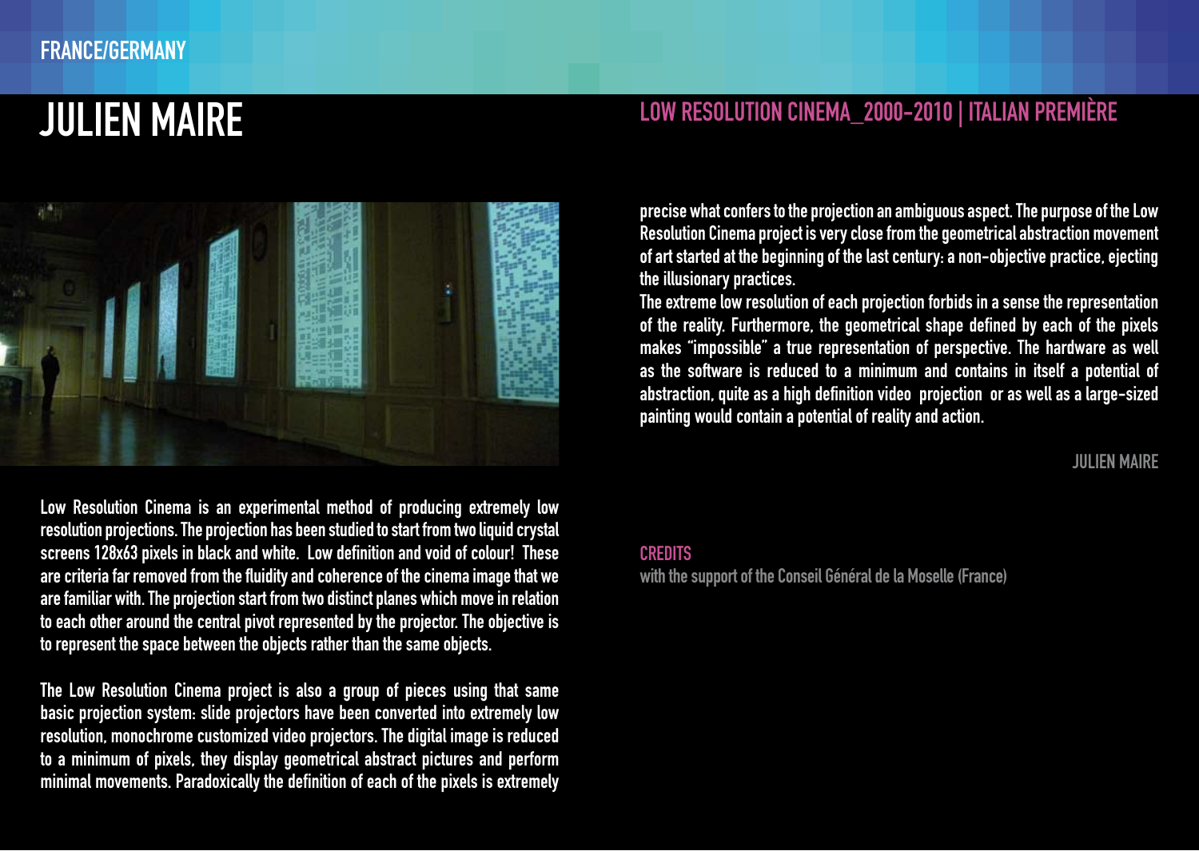FRANCE/GERMANY

# JULIEN MAIRE

## LOW RESOLUTION CINEMA_2000-2010 | ITALIAN PREMIÈRE

Low Resolution Cinema is an experimental method of producing extremely low resolution projections. The projection has been studied to start from two liquid crystal screens 128x63 pixels in black and white. Low definition and void of colour! These are criteria far removed from the fluidity and coherence of the cinema image that we are familiar with. The projection start from two distinct planes which move in relation to each other around the central pivot represented by the projector. The objective is to represent the space between the objects rather than the same objects.

The Low Resolution Cinema project is also a group of pieces using that same basic projection system: slide projectors have been converted into extremely low resolution, monochrome customized video projectors. The digital image is reduced to a minimum of pixels, they display geometrical abstract pictures and perform minimal movements. Paradoxically the definition of each of the pixels is extremely precise what confers to the projection an ambiguous aspect. The purpose of the Low Resolution Cinema project is very close from the geometrical abstraction movement of art started at the beginning of the last century: a non-objective practice, ejecting the illusionary practices.

The extreme low resolution of each projection forbids in a sense the representation of the reality. Furthermore, the geometrical shape defined by each of the pixels makes "impossible" a true representation of perspective. The hardware as well as the software is reduced to a minimum and contains in itself a potential of abstraction, quite as a high definition video projection or as well as a large-sized painting would contain a potential of reality and action.

JULIEN MAIRE

CREDITS

with the support of the Conseil Général de la Moselle (France)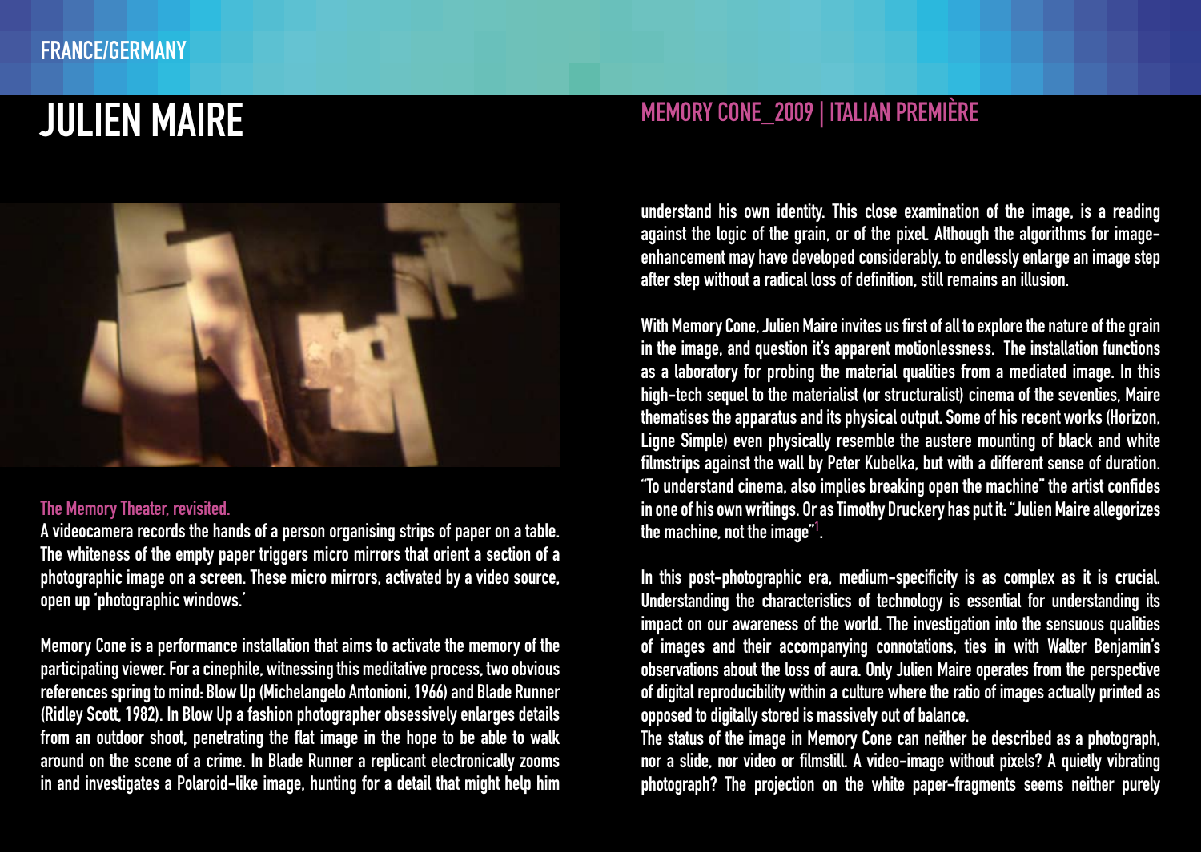FRANCE/GERMANY

# JULIEN MAIRE

## MEMORY CONE_2009 | ITALIAN PREMIÈRE

**The Memory Theater, revisited.**

A videocamera records the hands of a person organising strips of paper on a table. The whiteness of the empty paper triggers micro mirrors that orient a section of a photographic image on a screen. These micro mirrors, activated by a video source, open up 'photographic windows.'

Memory Cone is a performance installation that aims to activate the memory of the participating viewer. For a cinephile, witnessing this meditative process, two obvious references spring to mind: Blow Up (Michelangelo Antonioni, 1966) and Blade Runner (Ridley Scott, 1982). In Blow Up a fashion photographer obsessively enlarges details from an outdoor shoot, penetrating the flat image in the hope to be able to walk around on the scene of a crime. In Blade Runner a replicant electronically zooms in and investigates a Polaroid-like image, hunting for a detail that might help him understand his own identity. This close examination of the image, is a reading against the logic of the grain, or of the pixel. Although the algorithms for image-enhancement may have developed considerably, to endlessly enlarge an image step after step without a radical loss of definition, still remains an illusion.

With Memory Cone, Julien Maire invites us first of all to explore the nature of the grain in the image, and question it's apparent motionlessness. The installation functions as a laboratory for probing the material qualities from a mediated image. In this high-tech sequel to the materialist (or structuralist) cinema of the seventies, Maire thematises the apparatus and its physical output. Some of his recent works (Horizon, Ligne Simple) even physically resemble the austere mounting of black and white filmstrips against the wall by Peter Kubelka, but with a different sense of duration. "To understand cinema, also implies breaking open the machine" the artist confides in one of his own writings. Or as Timothy Druckery has put it: "Julien Maire allegorizes the machine, not the image"[1].

In this post-photographic era, medium-specificity is as complex as it is crucial. Understanding the characteristics of technology is essential for understanding its impact on our awareness of the world. The investigation into the sensuous qualities of images and their accompanying connotations, ties in with Walter Benjamin's observations about the loss of aura. Only Julien Maire operates from the perspective of digital reproducibility within a culture where the ratio of images actually printed as opposed to digitally stored is massively out of balance.

The status of the image in Memory Cone can neither be described as a photograph, nor a slide, nor video or filmstill. A video-image without pixels? A quietly vibrating photograph? The projection on the white paper-fragments seems neither purely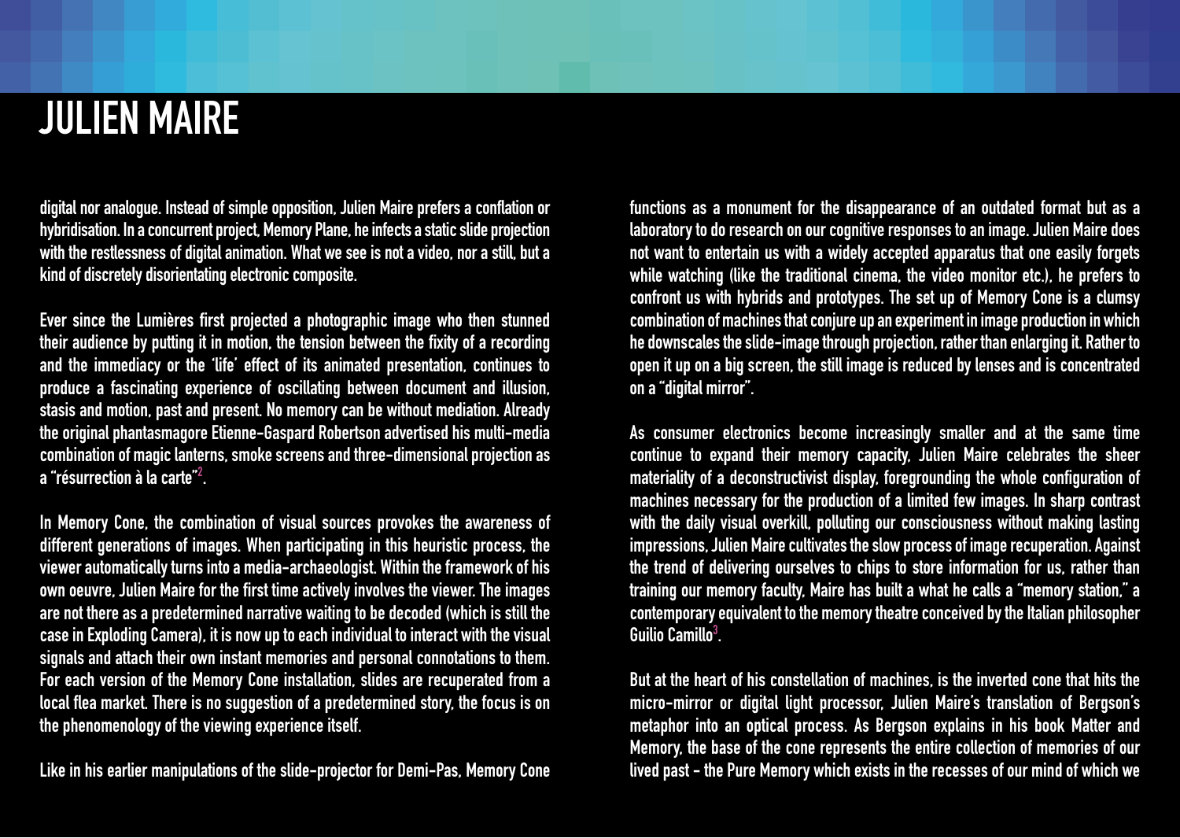# JULIEN MAIRE

digital nor analogue. Instead of simple opposition, Julien Maire prefers a conflation or hybridisation. In a concurrent project, Memory Plane, he infects a static slide projection with the restlessness of digital animation. What we see is not a video, nor a still, but a kind of discretely disorientating electronic composite.

Ever since the Lumières first projected a photographic image who then stunned their audience by putting it in motion, the tension between the fixity of a recording and the immediacy or the 'life' effect of its animated presentation, continues to produce a fascinating experience of oscillating between document and illusion, stasis and motion, past and present. No memory can be without mediation. Already the original phantasmagore Etienne-Gaspard Robertson advertised his multi-media combination of magic lanterns, smoke screens and three-dimensional projection as a "résurrection à la carte"[2].

In Memory Cone, the combination of visual sources provokes the awareness of different generations of images. When participating in this heuristic process, the viewer automatically turns into a media-archaeologist. Within the framework of his own oeuvre, Julien Maire for the first time actively involves the viewer. The images are not there as a predetermined narrative waiting to be decoded (which is still the case in Exploding Camera), it is now up to each individual to interact with the visual signals and attach their own instant memories and personal connotations to them. For each version of the Memory Cone installation, slides are recuperated from a local flea market. There is no suggestion of a predetermined story, the focus is on the phenomenology of the viewing experience itself.

Like in his earlier manipulations of the slide-projector for Demi-Pas, Memory Cone functions as a monument for the disappearance of an outdated format but as a laboratory to do research on our cognitive responses to an image. Julien Maire does not want to entertain us with a widely accepted apparatus that one easily forgets while watching (like the traditional cinema, the video monitor etc.), he prefers to confront us with hybrids and prototypes. The set up of Memory Cone is a clumsy combination of machines that conjure up an experiment in image production in which he downscales the slide-image through projection, rather than enlarging it. Rather to open it up on a big screen, the still image is reduced by lenses and is concentrated on a "digital mirror".

As consumer electronics become increasingly smaller and at the same time continue to expand their memory capacity, Julien Maire celebrates the sheer materiality of a deconstructivist display, foregrounding the whole configuration of machines necessary for the production of a limited few images. In sharp contrast with the daily visual overkill, polluting our consciousness without making lasting impressions, Julien Maire cultivates the slow process of image recuperation. Against the trend of delivering ourselves to chips to store information for us, rather than training our memory faculty, Maire has built a what he calls a "memory station," a contemporary equivalent to the memory theatre conceived by the Italian philosopher Guilio Camillo[3].

But at the heart of his constellation of machines, is the inverted cone that hits the micro-mirror or digital light processor, Julien Maire's translation of Bergson's metaphor into an optical process. As Bergson explains in his book Matter and Memory, the base of the cone represents the entire collection of memories of our lived past - the Pure Memory which exists in the recesses of our mind of which we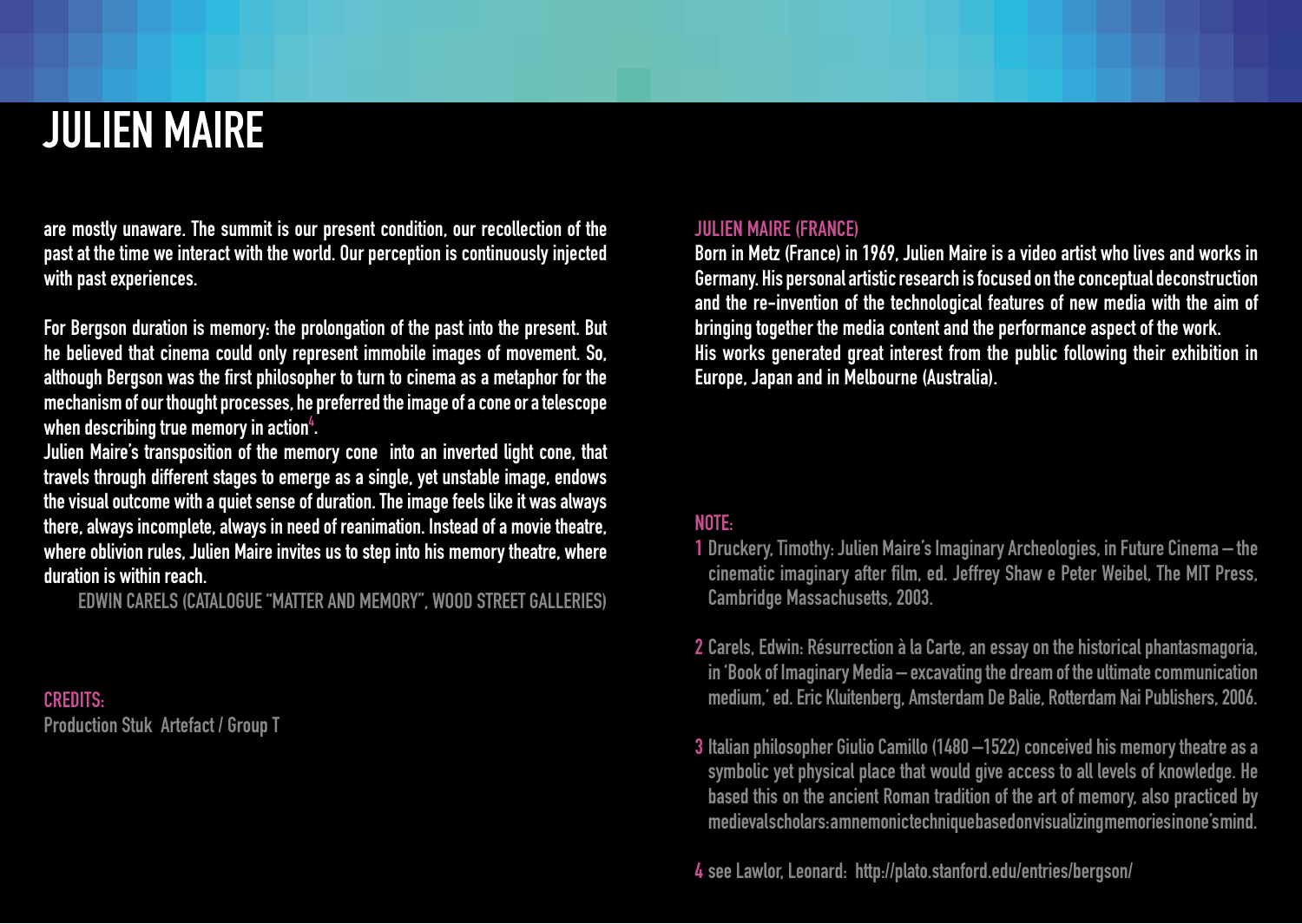# JULIEN MAIRE

are mostly unaware. The summit is our present condition, our recollection of the past at the time we interact with the world. Our perception is continuously injected with past experiences.

For Bergson duration is memory: the prolongation of the past into the present. But he believed that cinema could only represent immobile images of movement. So, although Bergson was the first philosopher to turn to cinema as a metaphor for the mechanism of our thought processes, he preferred the image of a cone or a telescope when describing true memory in action[4].
Julien Maire's transposition of the memory cone into an inverted light cone, that travels through different stages to emerge as a single, yet unstable image, endows the visual outcome with a quiet sense of duration. The image feels like it was always there, always incomplete, always in need of reanimation. Instead of a movie theatre, where oblivion rules, Julien Maire invites us to step into his memory theatre, where duration is within reach.

EDWIN CARELS (CATALOGUE "MATTER AND MEMORY", WOOD STREET GALLERIES)

**CREDITS:**
Production Stuk Artefact / Group T

**JULIEN MAIRE (FRANCE)**
Born in Metz (France) in 1969, Julien Maire is a video artist who lives and works in Germany. His personal artistic research is focused on the conceptual deconstruction and the re-invention of the technological features of new media with the aim of bringing together the media content and the performance aspect of the work.
His works generated great interest from the public following their exhibition in Europe, Japan and in Melbourne (Australia).

**NOTE:**

1 Druckery, Timothy: Julien Maire's Imaginary Archeologies, in Future Cinema – the cinematic imaginary after film, ed. Jeffrey Shaw e Peter Weibel, The MIT Press, Cambridge Massachusetts, 2003.

2 Carels, Edwin: Résurrection à la Carte, an essay on the historical phantasmagoria, in 'Book of Imaginary Media – excavating the dream of the ultimate communication medium,' ed. Eric Kluitenberg, Amsterdam De Balie, Rotterdam Nai Publishers, 2006.

3 Italian philosopher Giulio Camillo (1480 –1522) conceived his memory theatre as a symbolic yet physical place that would give access to all levels of knowledge. He based this on the ancient Roman tradition of the art of memory, also practiced by medieval scholars: a mnemonic technique based on visualizing memories in one's mind.

4 see Lawlor, Leonard: http://plato.stanford.edu/entries/bergson/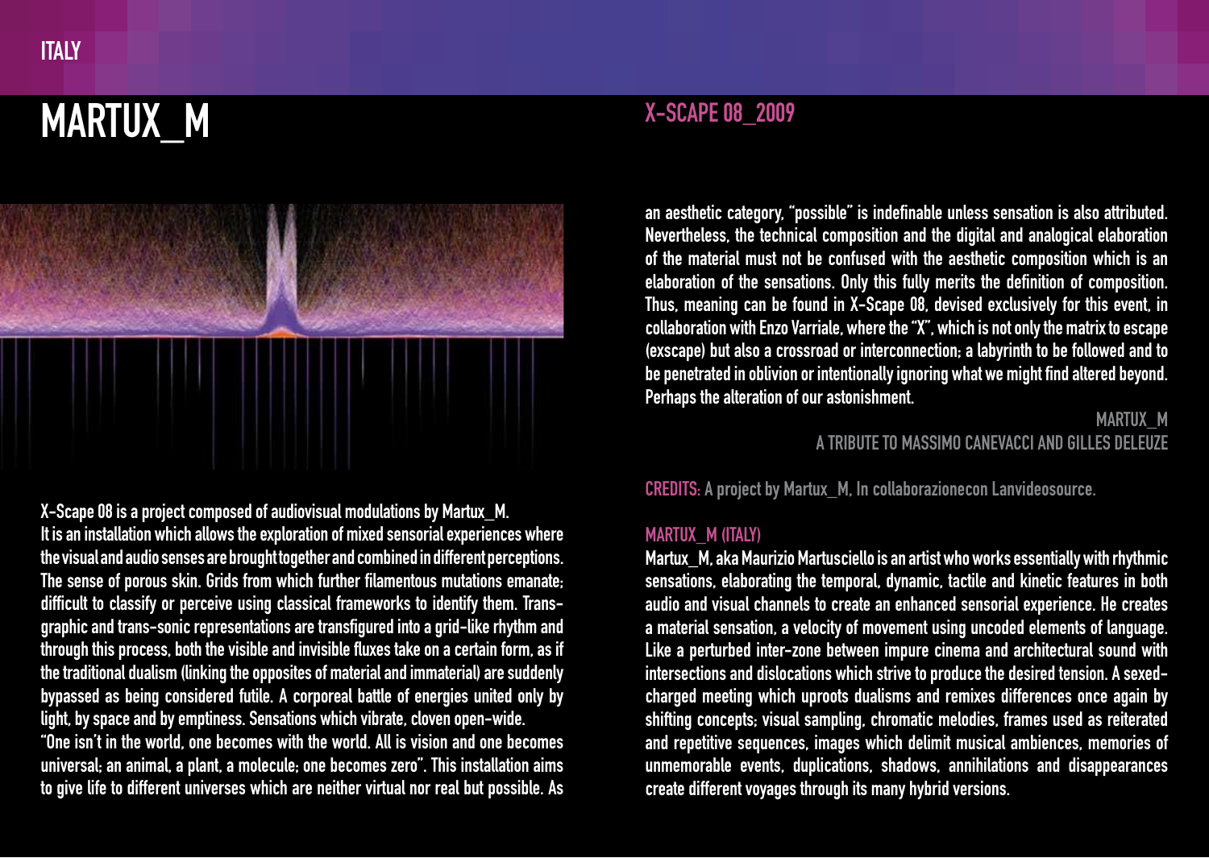ITALY

# MARTUX_M

## X-SCAPE 08_2009

X-Scape 08 is a project composed of audiovisual modulations by Martux_M.
It is an installation which allows the exploration of mixed sensorial experiences where the visual and audio senses are brought together and combined in different perceptions. The sense of porous skin. Grids from which further filamentous mutations emanate; difficult to classify or perceive using classical frameworks to identify them. Trans-graphic and trans-sonic representations are transfigured into a grid-like rhythm and through this process, both the visible and invisible fluxes take on a certain form, as if the traditional dualism (linking the opposites of material and immaterial) are suddenly bypassed as being considered futile. A corporeal battle of energies united only by light, by space and by emptiness. Sensations which vibrate, cloven open-wide.
"One isn't in the world, one becomes with the world. All is vision and one becomes universal; an animal, a plant, a molecule; one becomes zero". This installation aims to give life to different universes which are neither virtual nor real but possible. As an aesthetic category, "possible" is indefinable unless sensation is also attributed. Nevertheless, the technical composition and the digital and analogical elaboration of the material must not be confused with the aesthetic composition which is an elaboration of the sensations. Only this fully merits the definition of composition. Thus, meaning can be found in X-Scape 08, devised exclusively for this event, in collaboration with Enzo Varriale, where the "X", which is not only the matrix to escape (exscape) but also a crossroad or interconnection; a labyrinth to be followed and to be penetrated in oblivion or intentionally ignoring what we might find altered beyond. Perhaps the alteration of our astonishment.

MARTUX_M
A TRIBUTE TO MASSIMO CANEVACCI AND GILLES DELEUZE

**CREDITS:** A project by Martux_M, In collaborazionecon Lanvideosource.

**MARTUX_M (ITALY)**
Martux_M, aka Maurizio Martusciello is an artist who works essentially with rhythmic sensations, elaborating the temporal, dynamic, tactile and kinetic features in both audio and visual channels to create an enhanced sensorial experience. He creates a material sensation, a velocity of movement using uncoded elements of language. Like a perturbed inter-zone between impure cinema and architectural sound with intersections and dislocations which strive to produce the desired tension. A sexed-charged meeting which uproots dualisms and remixes differences once again by shifting concepts; visual sampling, chromatic melodies, frames used as reiterated and repetitive sequences, images which delimit musical ambiences, memories of unmemorable events, duplications, shadows, annihilations and disappearances create different voyages through its many hybrid versions.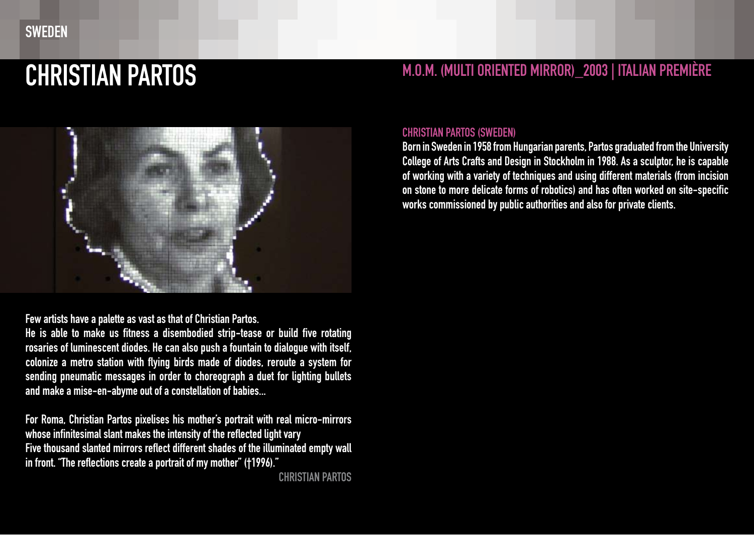SWEDEN

# CHRISTIAN PARTOS

## M.O.M. (MULTI ORIENTED MIRROR)_2003 | ITALIAN PREMIÈRE

Few artists have a palette as vast as that of Christian Partos.
He is able to make us fitness a disembodied strip-tease or build five rotating rosaries of luminescent diodes. He can also push a fountain to dialogue with itself, colonize a metro station with flying birds made of diodes, reroute a system for sending pneumatic messages in order to choreograph a duet for lighting bullets and make a mise-en-abyme out of a constellation of babies...

For Roma, Christian Partos pixelises his mother's portrait with real micro-mirrors whose infinitesimal slant makes the intensity of the reflected light vary
Five thousand slanted mirrors reflect different shades of the illuminated empty wall in front. "The reflections create a portrait of my mother" (†1996)."

CHRISTIAN PARTOS

### CHRISTIAN PARTOS (SWEDEN)

Born in Sweden in 1958 from Hungarian parents, Partos graduated from the University College of Arts Crafts and Design in Stockholm in 1988. As a sculptor, he is capable of working with a variety of techniques and using different materials (from incision on stone to more delicate forms of robotics) and has often worked on site-specific works commissioned by public authorities and also for private clients.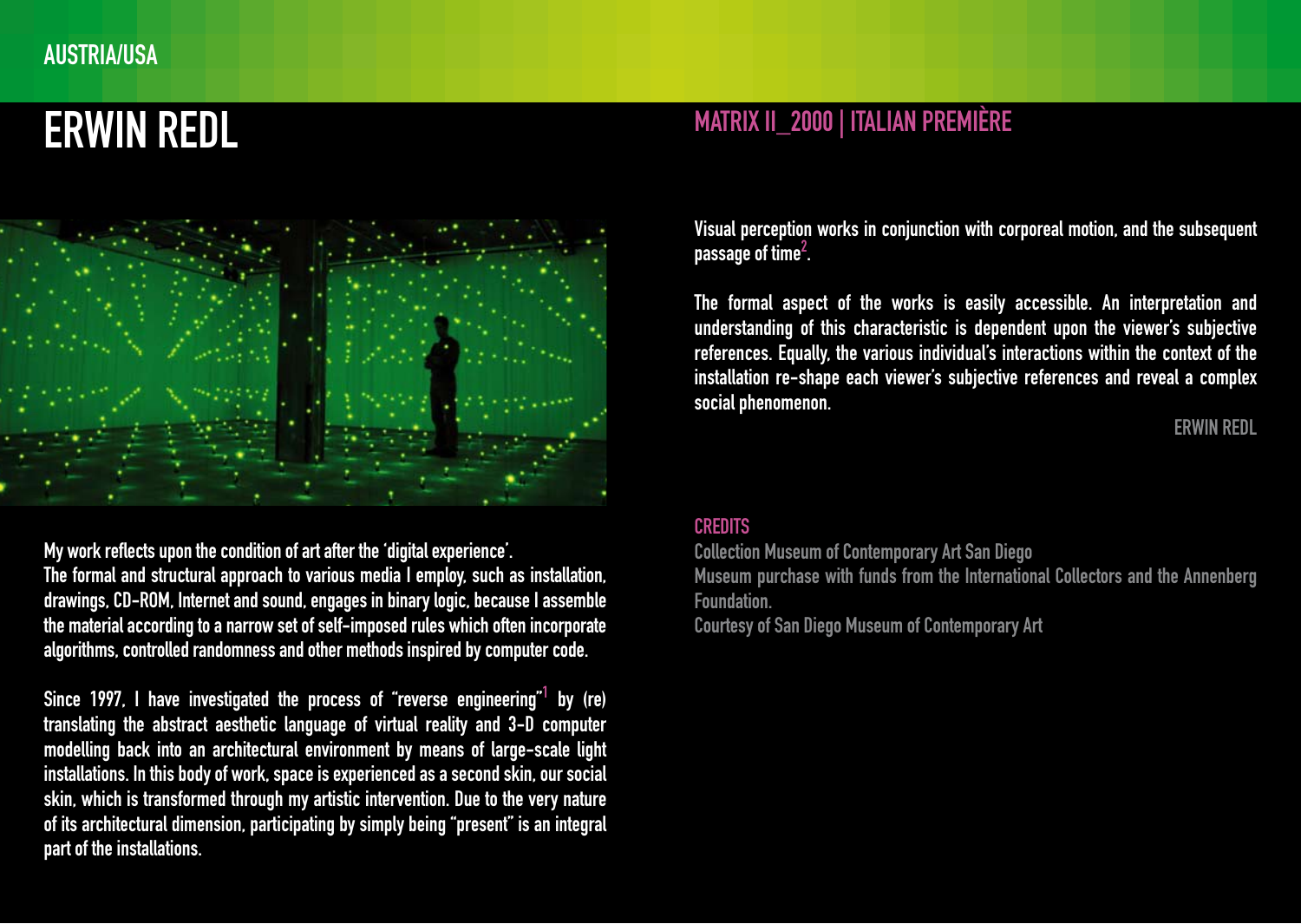AUSTRIA/USA

# ERWIN REDL

My work reflects upon the condition of art after the 'digital experience'.
The formal and structural approach to various media I employ, such as installation, drawings, CD-ROM, Internet and sound, engages in binary logic, because I assemble the material according to a narrow set of self-imposed rules which often incorporate algorithms, controlled randomness and other methods inspired by computer code.

Since 1997, I have investigated the process of "reverse engineering"[1] by (re) translating the abstract aesthetic language of virtual reality and 3-D computer modelling back into an architectural environment by means of large-scale light installations. In this body of work, space is experienced as a second skin, our social skin, which is transformed through my artistic intervention. Due to the very nature of its architectural dimension, participating by simply being "present" is an integral part of the installations.

## MATRIX II_2000 | ITALIAN PREMIÈRE

Visual perception works in conjunction with corporeal motion, and the subsequent passage of time[2].

The formal aspect of the works is easily accessible. An interpretation and understanding of this characteristic is dependent upon the viewer's subjective references. Equally, the various individual's interactions within the context of the installation re-shape each viewer's subjective references and reveal a complex social phenomenon.

ERWIN REDL

### CREDITS

Collection Museum of Contemporary Art San Diego
Museum purchase with funds from the International Collectors and the Annenberg Foundation.
Courtesy of San Diego Museum of Contemporary Art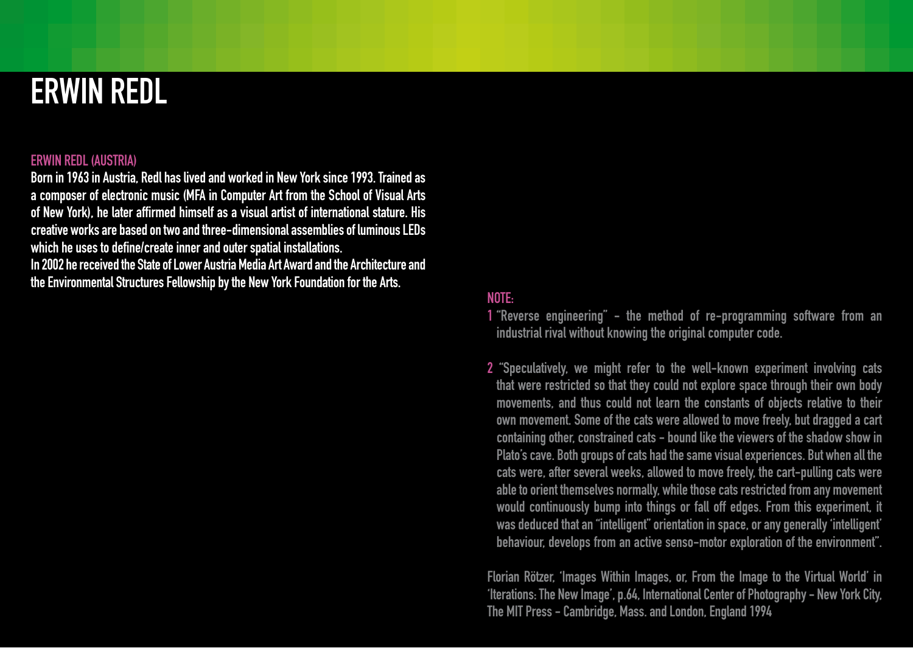# ERWIN REDL

## ERWIN REDL (AUSTRIA)

Born in 1963 in Austria, Redl has lived and worked in New York since 1993. Trained as a composer of electronic music (MFA in Computer Art from the School of Visual Arts of New York), he later affirmed himself as a visual artist of international stature. His creative works are based on two and three-dimensional assemblies of luminous LEDs which he uses to define/create inner and outer spatial installations.
In 2002 he received the State of Lower Austria Media Art Award and the Architecture and the Environmental Structures Fellowship by the New York Foundation for the Arts.

## NOTE:

1 "Reverse engineering" - the method of re-programming software from an industrial rival without knowing the original computer code.

2 "Speculatively, we might refer to the well-known experiment involving cats that were restricted so that they could not explore space through their own body movements, and thus could not learn the constants of objects relative to their own movement. Some of the cats were allowed to move freely, but dragged a cart containing other, constrained cats - bound like the viewers of the shadow show in Plato's cave. Both groups of cats had the same visual experiences. But when all the cats were, after several weeks, allowed to move freely, the cart-pulling cats were able to orient themselves normally, while those cats restricted from any movement would continuously bump into things or fall off edges. From this experiment, it was deduced that an "intelligent" orientation in space, or any generally 'intelligent' behaviour, develops from an active senso-motor exploration of the environment".

Florian Rötzer, 'Images Within Images, or, From the Image to the Virtual World' in 'Iterations: The New Image', p.64, International Center of Photography - New York City, The MIT Press - Cambridge, Mass. and London, England 1994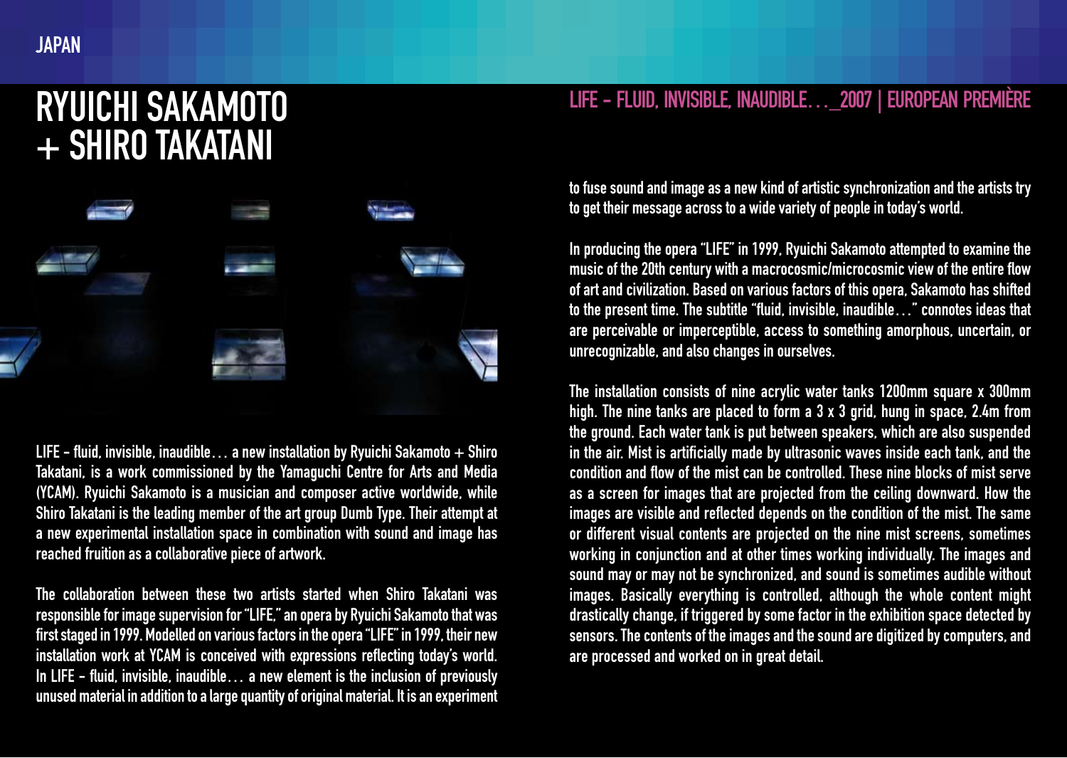JAPAN

# RYUICHI SAKAMOTO + SHIRO TAKATANI

## LIFE - FLUID, INVISIBLE, INAUDIBLE…_2007 | EUROPEAN PREMIÈRE

LIFE - fluid, invisible, inaudible… a new installation by Ryuichi Sakamoto + Shiro Takatani, is a work commissioned by the Yamaguchi Centre for Arts and Media (YCAM). Ryuichi Sakamoto is a musician and composer active worldwide, while Shiro Takatani is the leading member of the art group Dumb Type. Their attempt at a new experimental installation space in combination with sound and image has reached fruition as a collaborative piece of artwork.

The collaboration between these two artists started when Shiro Takatani was responsible for image supervision for "LIFE," an opera by Ryuichi Sakamoto that was first staged in 1999. Modelled on various factors in the opera "LIFE" in 1999, their new installation work at YCAM is conceived with expressions reflecting today's world. In LIFE - fluid, invisible, inaudible… a new element is the inclusion of previously unused material in addition to a large quantity of original material. It is an experiment to fuse sound and image as a new kind of artistic synchronization and the artists try to get their message across to a wide variety of people in today's world.

In producing the opera "LIFE" in 1999, Ryuichi Sakamoto attempted to examine the music of the 20th century with a macrocosmic/microcosmic view of the entire flow of art and civilization. Based on various factors of this opera, Sakamoto has shifted to the present time. The subtitle "fluid, invisible, inaudible…" connotes ideas that are perceivable or imperceptible, access to something amorphous, uncertain, or unrecognizable, and also changes in ourselves.

The installation consists of nine acrylic water tanks 1200mm square x 300mm high. The nine tanks are placed to form a 3 x 3 grid, hung in space, 2.4m from the ground. Each water tank is put between speakers, which are also suspended in the air. Mist is artificially made by ultrasonic waves inside each tank, and the condition and flow of the mist can be controlled. These nine blocks of mist serve as a screen for images that are projected from the ceiling downward. How the images are visible and reflected depends on the condition of the mist. The same or different visual contents are projected on the nine mist screens, sometimes working in conjunction and at other times working individually. The images and sound may or may not be synchronized, and sound is sometimes audible without images. Basically everything is controlled, although the whole content might drastically change, if triggered by some factor in the exhibition space detected by sensors. The contents of the images and the sound are digitized by computers, and are processed and worked on in great detail.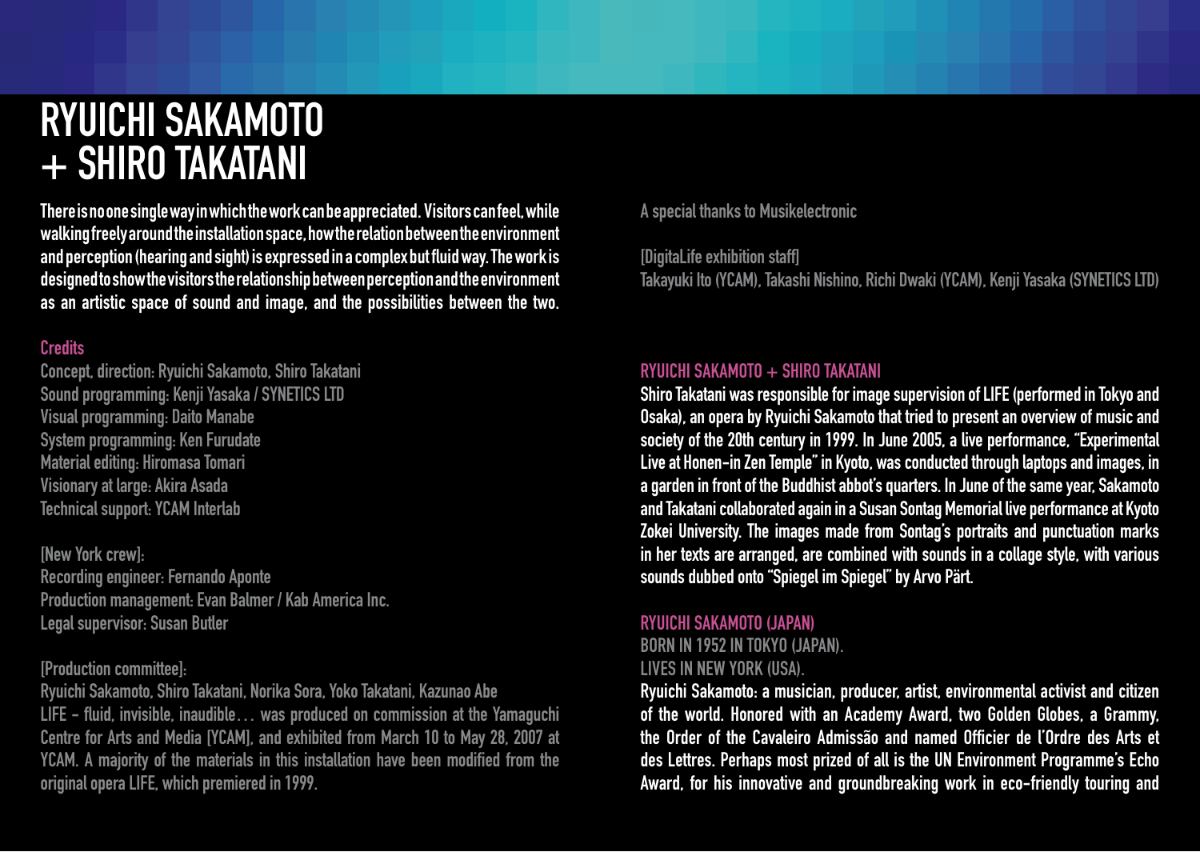# RYUICHI SAKAMOTO + SHIRO TAKATANI

**There is no one single way in which the work can be appreciated. Visitors can feel, while walking freely around the installation space, how the relation between the environment and perception (hearing and sight) is expressed in a complex but fluid way. The work is designed to show the visitors the relationship between perception and the environment as an artistic space of sound and image, and the possibilities between the two.**

## Credits

Concept, direction: Ryuichi Sakamoto, Shiro Takatani
Sound programming: Kenji Yasaka / SYNETICS LTD
Visual programming: Daito Manabe
System programming: Ken Furudate
Material editing: Hiromasa Tomari
Visionary at large: Akira Asada
Technical support: YCAM Interlab

[New York crew]:
Recording engineer: Fernando Aponte
Production management: Evan Balmer / Kab America Inc.
Legal supervisor: Susan Butler

[Production committee]:
Ryuichi Sakamoto, Shiro Takatani, Norika Sora, Yoko Takatani, Kazunao Abe
LIFE - fluid, invisible, inaudible… was produced on commission at the Yamaguchi Centre for Arts and Media [YCAM], and exhibited from March 10 to May 28, 2007 at YCAM. A majority of the materials in this installation have been modified from the original opera LIFE, which premiered in 1999.

A special thanks to Musikelectronic

[DigitaLife exhibition staff]
Takayuki Ito (YCAM), Takashi Nishino, Richi Dwaki (YCAM), Kenji Yasaka (SYNETICS LTD)

## RYUICHI SAKAMOTO + SHIRO TAKATANI

**Shiro Takatani was responsible for image supervision of LIFE (performed in Tokyo and Osaka), an opera by Ryuichi Sakamoto that tried to present an overview of music and society of the 20th century in 1999. In June 2005, a live performance, "Experimental Live at Honen-in Zen Temple" in Kyoto, was conducted through laptops and images, in a garden in front of the Buddhist abbot's quarters. In June of the same year, Sakamoto and Takatani collaborated again in a Susan Sontag Memorial live performance at Kyoto Zokei University. The images made from Sontag's portraits and punctuation marks in her texts are arranged, are combined with sounds in a collage style, with various sounds dubbed onto "Spiegel im Spiegel" by Arvo Pärt.**

## RYUICHI SAKAMOTO (JAPAN)

BORN IN 1952 IN TOKYO (JAPAN).
LIVES IN NEW YORK (USA).

**Ryuichi Sakamoto: a musician, producer, artist, environmental activist and citizen of the world. Honored with an Academy Award, two Golden Globes, a Grammy, the Order of the Cavaleiro Admissão and named Officier de l'Ordre des Arts et des Lettres. Perhaps most prized of all is the UN Environment Programme's Echo Award, for his innovative and groundbreaking work in eco-friendly touring and**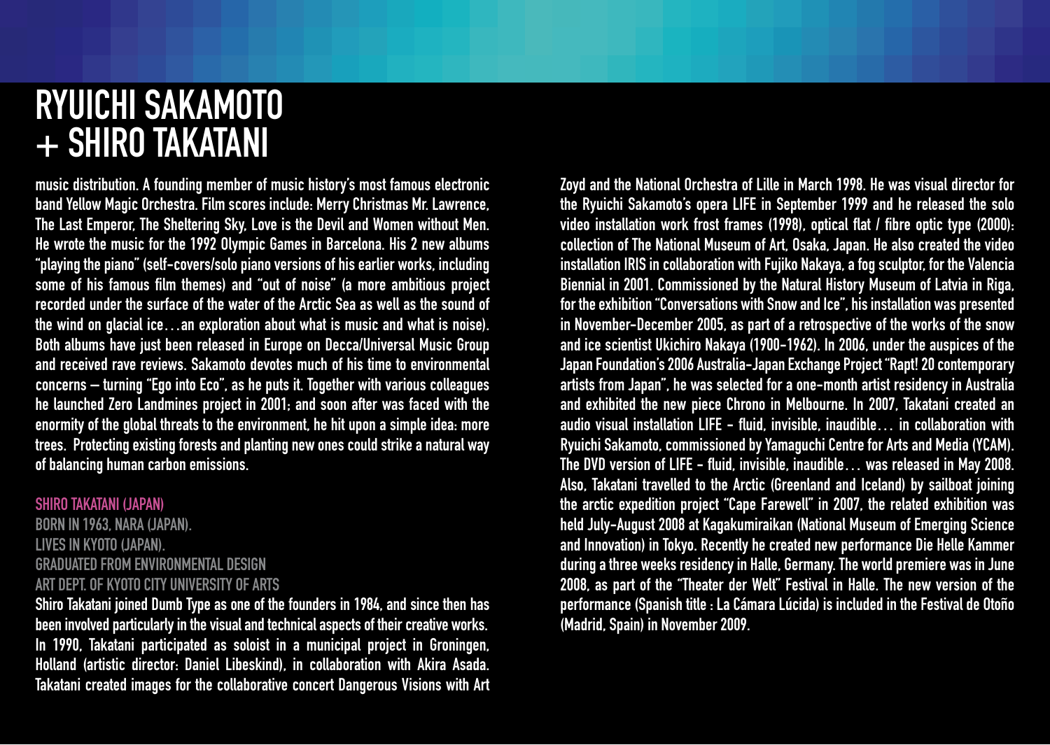# RYUICHI SAKAMOTO + SHIRO TAKATANI

music distribution. A founding member of music history's most famous electronic band Yellow Magic Orchestra. Film scores include: Merry Christmas Mr. Lawrence, The Last Emperor, The Sheltering Sky, Love is the Devil and Women without Men. He wrote the music for the 1992 Olympic Games in Barcelona. His 2 new albums "playing the piano" (self-covers/solo piano versions of his earlier works, including some of his famous film themes) and "out of noise" (a more ambitious project recorded under the surface of the water of the Arctic Sea as well as the sound of the wind on glacial ice…an exploration about what is music and what is noise). Both albums have just been released in Europe on Decca/Universal Music Group and received rave reviews. Sakamoto devotes much of his time to environmental concerns – turning "Ego into Eco", as he puts it. Together with various colleagues he launched Zero Landmines project in 2001; and soon after was faced with the enormity of the global threats to the environment, he hit upon a simple idea: more trees. Protecting existing forests and planting new ones could strike a natural way of balancing human carbon emissions.

## SHIRO TAKATANI (JAPAN)

BORN IN 1963, NARA (JAPAN).
LIVES IN KYOTO (JAPAN).
GRADUATED FROM ENVIRONMENTAL DESIGN
ART DEPT. OF KYOTO CITY UNIVERSITY OF ARTS

Shiro Takatani joined Dumb Type as one of the founders in 1984, and since then has been involved particularly in the visual and technical aspects of their creative works. In 1990, Takatani participated as soloist in a municipal project in Groningen, Holland (artistic director: Daniel Libeskind), in collaboration with Akira Asada. Takatani created images for the collaborative concert Dangerous Visions with Art Zoyd and the National Orchestra of Lille in March 1998. He was visual director for the Ryuichi Sakamoto's opera LIFE in September 1999 and he released the solo video installation work frost frames (1998), optical flat / fibre optic type (2000): collection of The National Museum of Art, Osaka, Japan. He also created the video installation IRIS in collaboration with Fujiko Nakaya, a fog sculptor, for the Valencia Biennial in 2001. Commissioned by the Natural History Museum of Latvia in Riga, for the exhibition "Conversations with Snow and Ice", his installation was presented in November-December 2005, as part of a retrospective of the works of the snow and ice scientist Ukichiro Nakaya (1900-1962). In 2006, under the auspices of the Japan Foundation's 2006 Australia-Japan Exchange Project "Rapt! 20 contemporary artists from Japan", he was selected for a one-month artist residency in Australia and exhibited the new piece Chrono in Melbourne. In 2007, Takatani created an audio visual installation LIFE - fluid, invisible, inaudible… in collaboration with Ryuichi Sakamoto, commissioned by Yamaguchi Centre for Arts and Media (YCAM). The DVD version of LIFE - fluid, invisible, inaudible… was released in May 2008. Also, Takatani travelled to the Arctic (Greenland and Iceland) by sailboat joining the arctic expedition project "Cape Farewell" in 2007, the related exhibition was held July-August 2008 at Kagakumiraikan (National Museum of Emerging Science and Innovation) in Tokyo. Recently he created new performance Die Helle Kammer during a three weeks residency in Halle, Germany. The world premiere was in June 2008, as part of the "Theater der Welt" Festival in Halle. The new version of the performance (Spanish title : La Cámara Lúcida) is included in the Festival de Otoño (Madrid, Spain) in November 2009.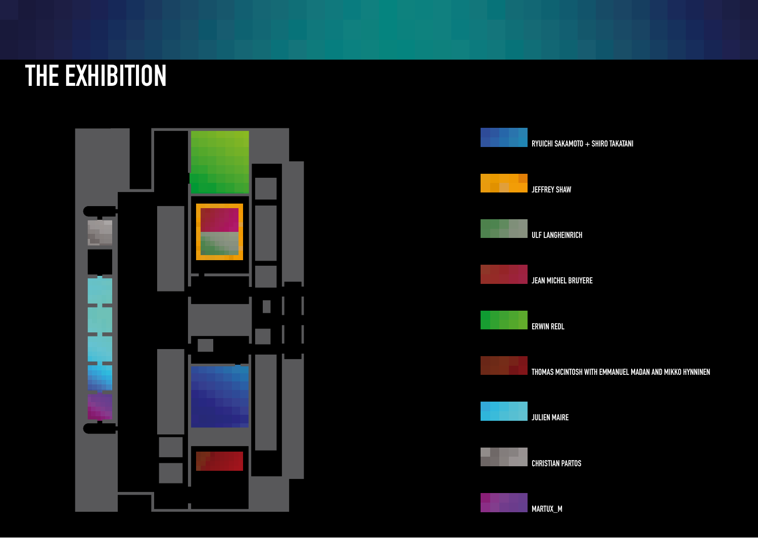# THE EXHIBITION

- RYUICHI SAKAMOTO + SHIRO TAKATANI
- JEFFREY SHAW
- ULF LANGHEINRICH
- JEAN MICHEL BRUYERE
- ERWIN REDL
- THOMAS MCINTOSH WITH EMMANUEL MADAN AND MIKKO HYNNINEN
- JULIEN MAIRE
- CHRISTIAN PARTOS
- MARTUX_M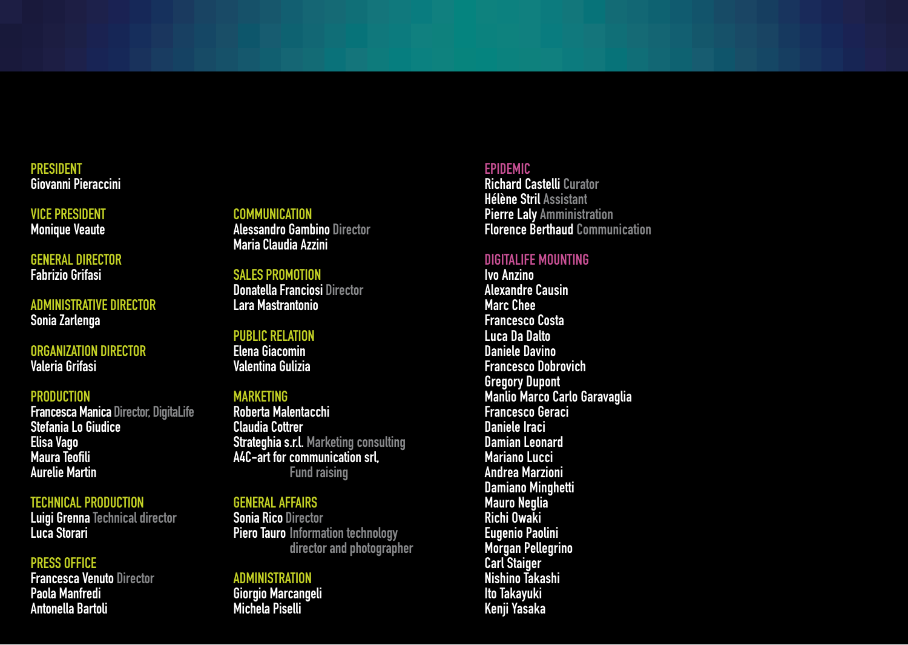**PRESIDENT**
Giovanni Pieraccini

**VICE PRESIDENT**
Monique Veaute

**GENERAL DIRECTOR**
Fabrizio Grifasi

**ADMINISTRATIVE DIRECTOR**
Sonia Zarlenga

**ORGANIZATION DIRECTOR**
Valeria Grifasi

**PRODUCTION**
Francesca Manica Director, DigitaLife
Stefania Lo Giudice
Elisa Vago
Maura Teofili
Aurelie Martin

**TECHNICAL PRODUCTION**
Luigi Grenna Technical director
Luca Storari

**PRESS OFFICE**
Francesca Venuto Director
Paola Manfredi
Antonella Bartoli

**COMMUNICATION**
Alessandro Gambino Director
Maria Claudia Azzini

**SALES PROMOTION**
Donatella Franciosi Director
Lara Mastrantonio

**PUBLIC RELATION**
Elena Giacomin
Valentina Gulizia

**MARKETING**
Roberta Malentacchi
Claudia Cottrer
Strateghia s.r.l. Marketing consulting
A4C-art for communication srl, Fund raising

**GENERAL AFFAIRS**
Sonia Rico Director
Piero Tauro Information technology director and photographer

**ADMINISTRATION**
Giorgio Marcangeli
Michela Piselli

**EPIDEMIC**
Richard Castelli Curator
Hélène Stril Assistant
Pierre Laly Amministration
Florence Berthaud Communication

**DIGITALIFE MOUNTING**
Ivo Anzino
Alexandre Causin
Marc Chee
Francesco Costa
Luca Da Dalto
Daniele Davino
Francesco Dobrovich
Gregory Dupont
Manlio Marco Carlo Garavaglia
Francesco Geraci
Daniele Iraci
Damian Leonard
Mariano Lucci
Andrea Marzioni
Damiano Minghetti
Mauro Neglia
Richi Owaki
Eugenio Paolini
Morgan Pellegrino
Carl Staiger
Nishino Takashi
Ito Takayuki
Kenji Yasaka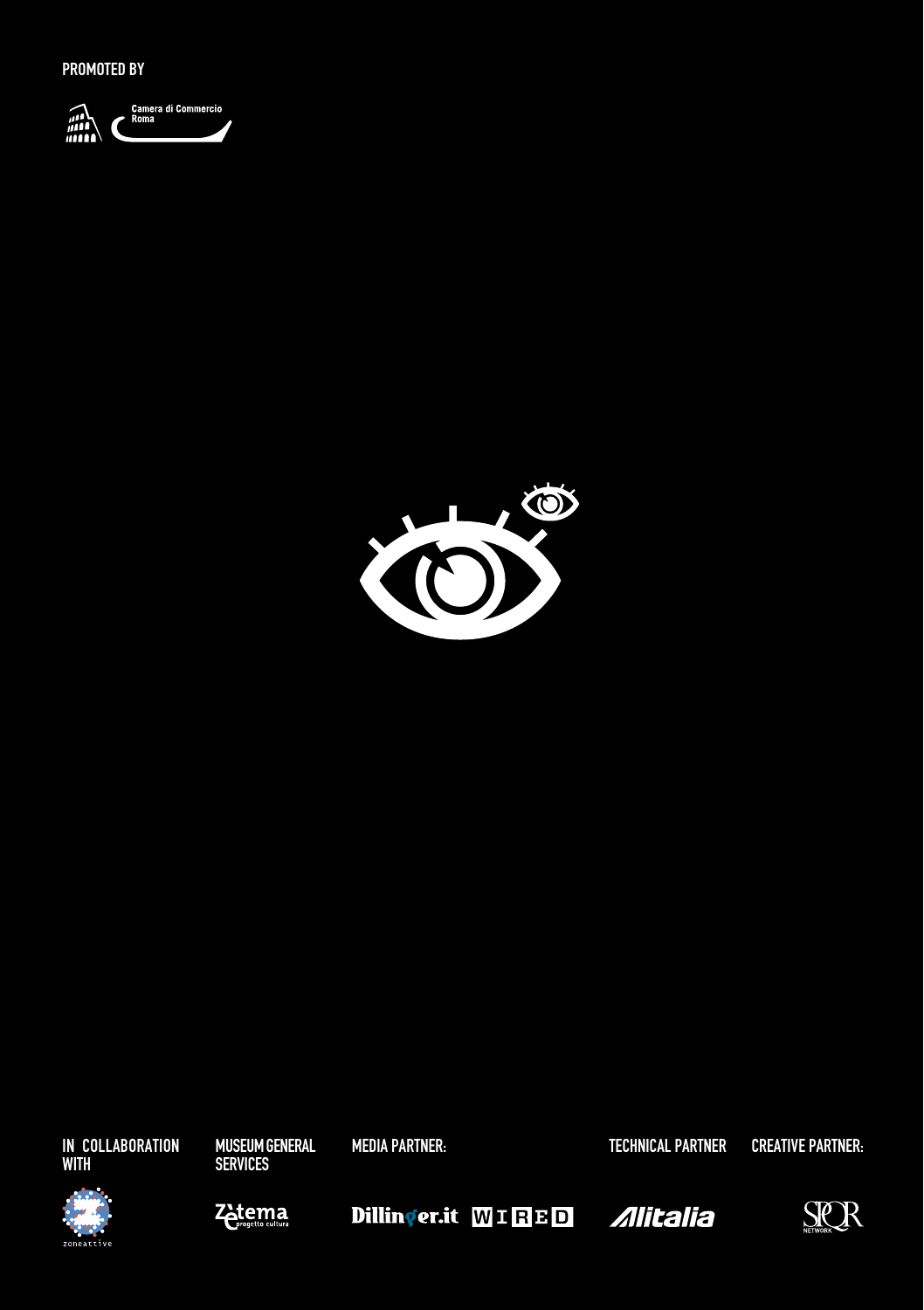PROMOTED BY

Camera di Commercio Roma

IN COLLABORATION WITH

zoneattive

MUSEUM GENERAL SERVICES

Zètema progetto cultura

MEDIA PARTNER:

Dillinger.it WIRED

TECHNICAL PARTNER

Alitalia

CREATIVE PARTNER:

SPQR NETWORK